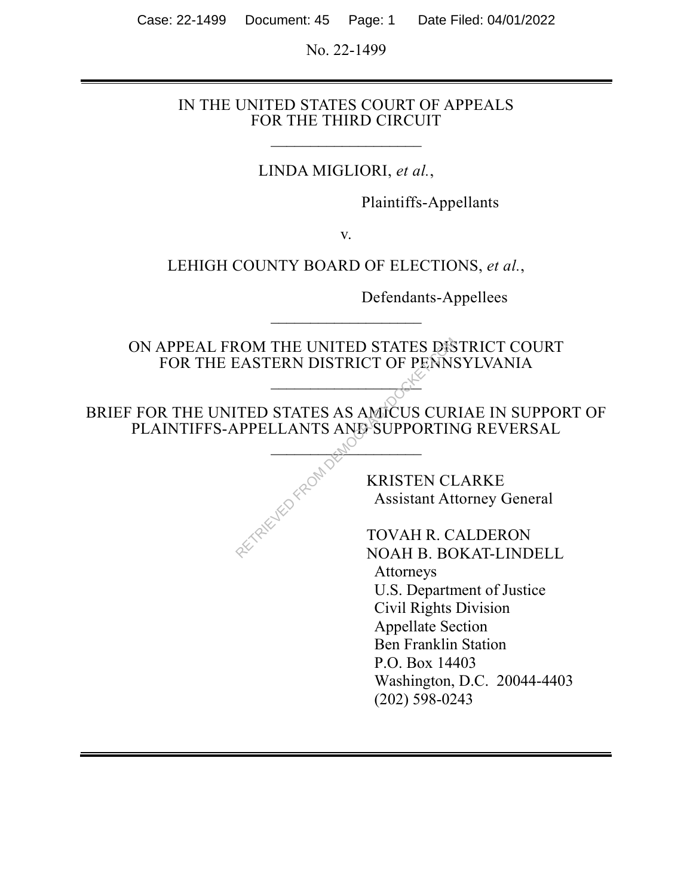No. 22-1499

---

IN THE UNITED STATES COURT OF APPEALS
FOR THE THIRD CIRCUIT

---

LINDA MIGLIORI, *et al.*,

Plaintiffs-Appellants

v.

LEHIGH COUNTY BOARD OF ELECTIONS, *et al.*,

Defendants-Appellees

---

ON APPEAL FROM THE UNITED STATES DISTRICT COURT
FOR THE EASTERN DISTRICT OF PENNSYLVANIA

---

BRIEF FOR THE UNITED STATES AS AMICUS CURIAE IN SUPPORT OF PLAINTIFFS-APPELLANTS AND SUPPORTING REVERSAL

---

KRISTEN CLARKE
Assistant Attorney General

TOVAH R. CALDERON
NOAH B. BOKAT-LINDELL
Attorneys
U.S. Department of Justice
Civil Rights Division
Appellate Section
Ben Franklin Station
P.O. Box 14403
Washington, D.C. 20044-4403
(202) 598-0243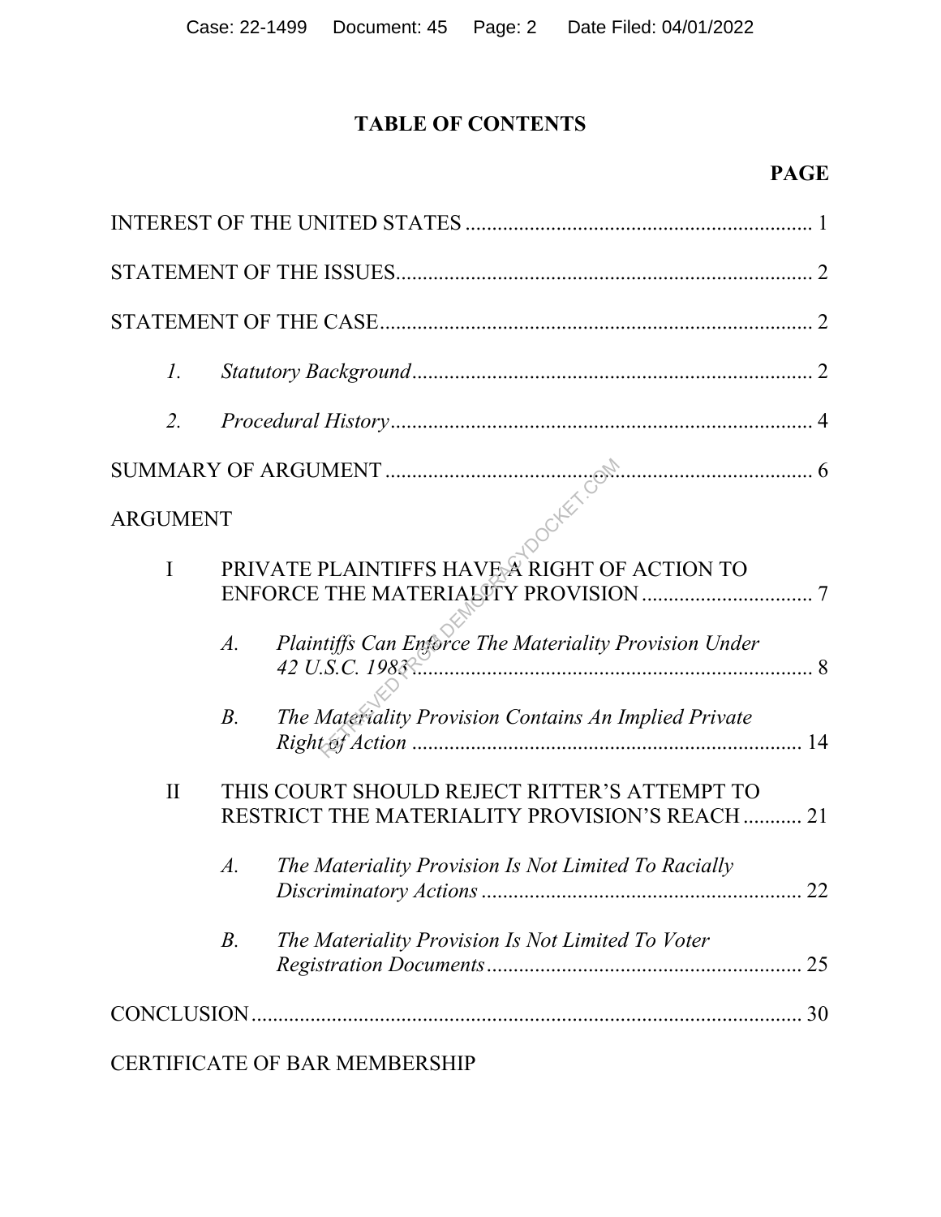# TABLE OF CONTENTS

**PAGE**

INTEREST OF THE UNITED STATES ............................................................... 1

STATEMENT OF THE ISSUES............................................................................ 2

STATEMENT OF THE CASE............................................................................... 2

*1. Statutory Background* ......................................................................... 2

*2. Procedural History* .............................................................................. 4

SUMMARY OF ARGUMENT ............................................................................... 6

ARGUMENT

I PRIVATE PLAINTIFFS HAVE A RIGHT OF ACTION TO ENFORCE THE MATERIALITY PROVISION ................................ 7

*A. Plaintiffs Can Enforce The Materiality Provision Under 42 U.S.C. 1983* ........................................................................... 8

*B. The Materiality Provision Contains An Implied Private Right of Action* ......................................................................... 14

II THIS COURT SHOULD REJECT RITTER'S ATTEMPT TO RESTRICT THE MATERIALITY PROVISION'S REACH ........... 21

*A. The Materiality Provision Is Not Limited To Racially Discriminatory Actions* ............................................................ 22

*B. The Materiality Provision Is Not Limited To Voter Registration Documents* ........................................................... 25

CONCLUSION...................................................................................................... 30

CERTIFICATE OF BAR MEMBERSHIP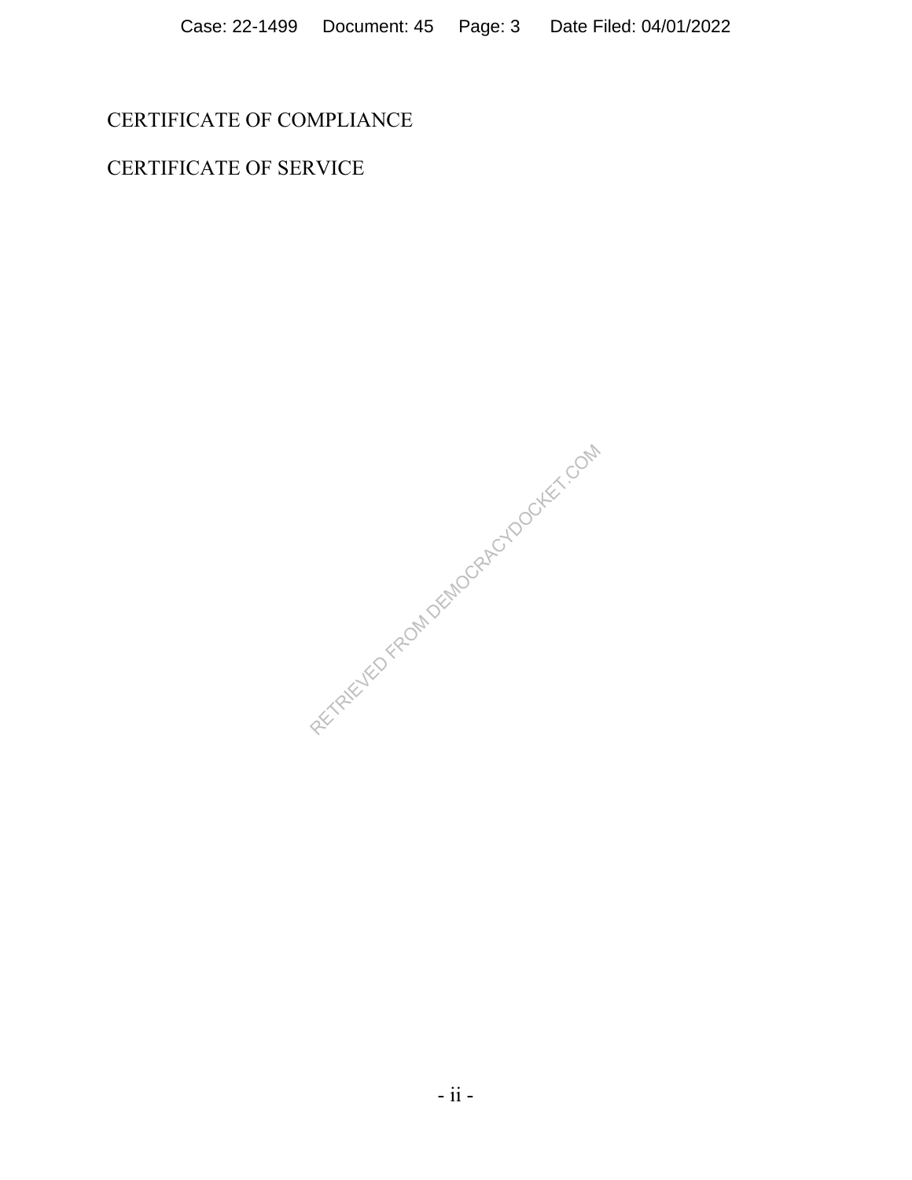CERTIFICATE OF COMPLIANCE

CERTIFICATE OF SERVICE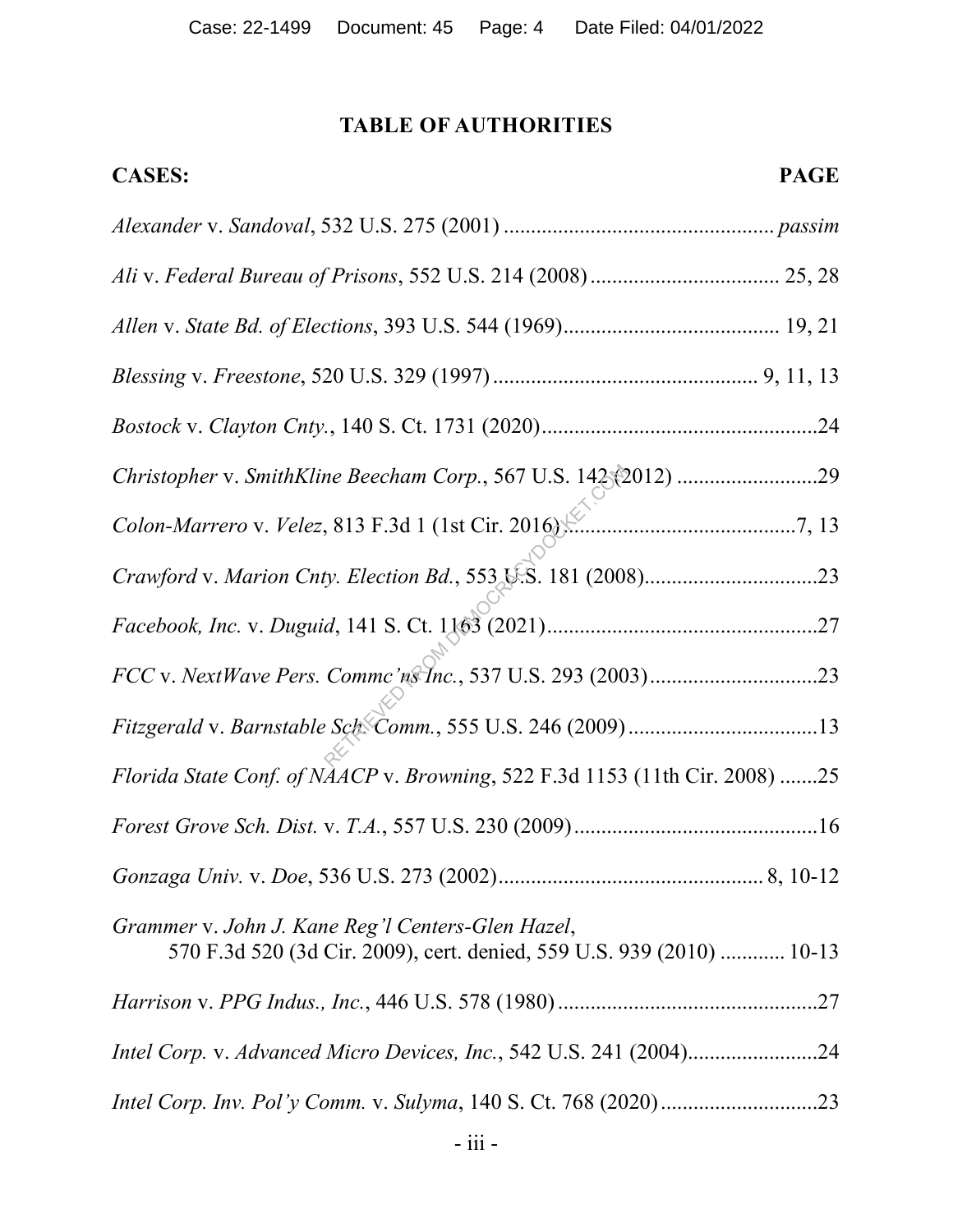## TABLE OF AUTHORITIES

**CASES:** **PAGE**

*Alexander* v. *Sandoval*, 532 U.S. 275 (2001) ................................................ *passim*

*Ali* v. *Federal Bureau of Prisons*, 552 U.S. 214 (2008) .................................. 25, 28

*Allen* v. *State Bd. of Elections*, 393 U.S. 544 (1969)....................................... 19, 21

*Blessing* v. *Freestone*, 520 U.S. 329 (1997) ............................................... 9, 11, 13

*Bostock* v. *Clayton Cnty.*, 140 S. Ct. 1731 (2020)..................................................24

*Christopher* v. *SmithKline Beecham Corp.*, 567 U.S. 142 (2012) ..........................29

*Colon-Marrero* v. *Velez*, 813 F.3d 1 (1st Cir. 2016)..........................................7, 13

*Crawford* v. *Marion Cnty. Election Bd.*, 553 U.S. 181 (2008)................................23

*Facebook, Inc.* v. *Duguid*, 141 S. Ct. 1163 (2021)..................................................27

*FCC* v. *NextWave Pers. Commc'ns Inc.*, 537 U.S. 293 (2003) ...............................23

*Fitzgerald* v. *Barnstable Sch. Comm.*, 555 U.S. 246 (2009) ...................................13

*Florida State Conf. of NAACP* v. *Browning*, 522 F.3d 1153 (11th Cir. 2008) .......25

*Forest Grove Sch. Dist.* v. *T.A.*, 557 U.S. 230 (2009) ..............................................16

*Gonzaga Univ.* v. *Doe*, 536 U.S. 273 (2002)................................................ 8, 10-12

*Grammer* v. *John J. Kane Reg'l Centers-Glen Hazel*,
570 F.3d 520 (3d Cir. 2009), cert. denied, 559 U.S. 939 (2010) ............ 10-13

*Harrison* v. *PPG Indus., Inc.*, 446 U.S. 578 (1980) ................................................27

*Intel Corp.* v. *Advanced Micro Devices, Inc.*, 542 U.S. 241 (2004)........................24

*Intel Corp. Inv. Pol'y Comm.* v. *Sulyma*, 140 S. Ct. 768 (2020) .............................23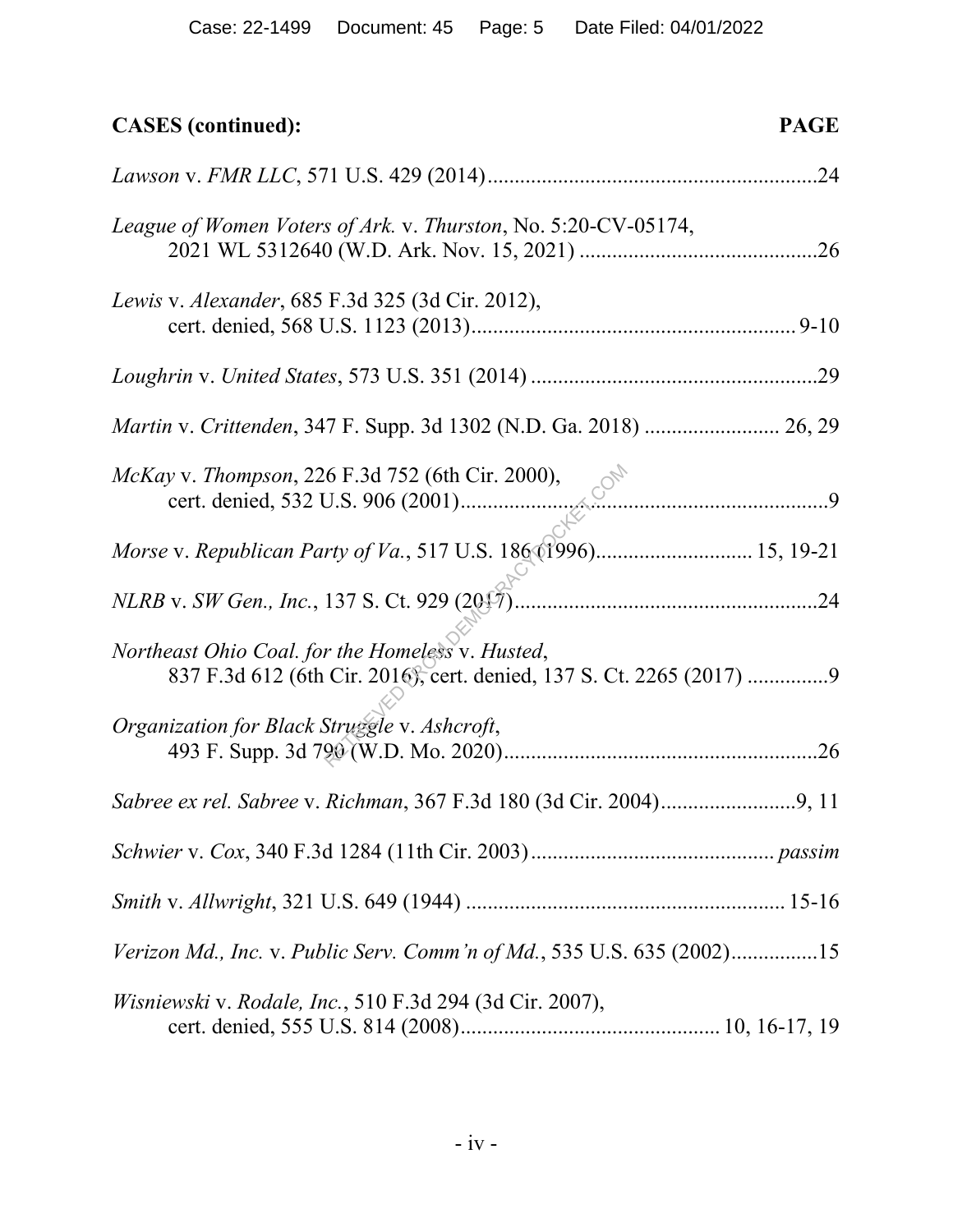**CASES (continued):** **PAGE**

*Lawson* v. *FMR LLC*, 571 U.S. 429 (2014) ............................................................24

*League of Women Voters of Ark.* v. *Thurston*, No. 5:20-CV-05174, 2021 WL 5312640 (W.D. Ark. Nov. 15, 2021) ............................................26

*Lewis* v. *Alexander*, 685 F.3d 325 (3d Cir. 2012), cert. denied, 568 U.S. 1123 (2013)........................................................... 9-10

*Loughrin* v. *United States*, 573 U.S. 351 (2014) ....................................................29

*Martin* v. *Crittenden*, 347 F. Supp. 3d 1302 (N.D. Ga. 2018) ......................... 26, 29

*McKay* v. *Thompson*, 226 F.3d 752 (6th Cir. 2000), cert. denied, 532 U.S. 906 (2001)....................................................................9

*Morse* v. *Republican Party of Va.*, 517 U.S. 186 (1996)............................ 15, 19-21

*NLRB* v. *SW Gen., Inc.*, 137 S. Ct. 929 (2017).......................................................24

*Northeast Ohio Coal. for the Homeless* v. *Husted*, 837 F.3d 612 (6th Cir. 2016), cert. denied, 137 S. Ct. 2265 (2017) ..............9

*Organization for Black Struggle* v. *Ashcroft*, 493 F. Supp. 3d 790 (W.D. Mo. 2020)..........................................................26

*Sabree ex rel. Sabree* v. *Richman*, 367 F.3d 180 (3d Cir. 2004).........................9, 11

*Schwier* v. *Cox*, 340 F.3d 1284 (11th Cir. 2003)............................................ *passim*

*Smith* v. *Allwright*, 321 U.S. 649 (1944) .......................................................... 15-16

*Verizon Md., Inc.* v. *Public Serv. Comm'n of Md.*, 535 U.S. 635 (2002)................15

*Wisniewski* v. *Rodale, Inc.*, 510 F.3d 294 (3d Cir. 2007), cert. denied, 555 U.S. 814 (2008)............................................... 10, 16-17, 19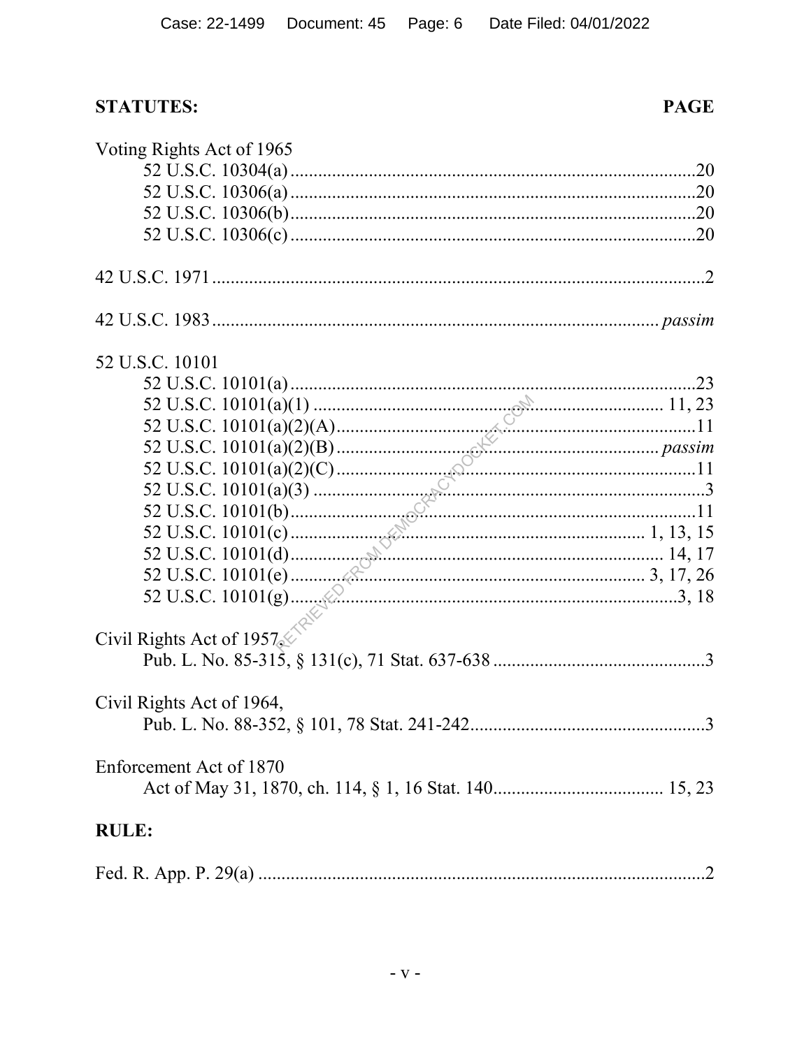| **STATUTES:** | **PAGE** |
|---|---|
| Voting Rights Act of 1965 | |
| 52 U.S.C. 10304(a) | 20 |
| 52 U.S.C. 10306(a) | 20 |
| 52 U.S.C. 10306(b) | 20 |
| 52 U.S.C. 10306(c) | 20 |
| 42 U.S.C. 1971 | 2 |
| 42 U.S.C. 1983 | *passim* |
| 52 U.S.C. 10101 | |
| 52 U.S.C. 10101(a) | 23 |
| 52 U.S.C. 10101(a)(1) | 11, 23 |
| 52 U.S.C. 10101(a)(2)(A) | 11 |
| 52 U.S.C. 10101(a)(2)(B) | *passim* |
| 52 U.S.C. 10101(a)(2)(C) | 11 |
| 52 U.S.C. 10101(a)(3) | 3 |
| 52 U.S.C. 10101(b) | 11 |
| 52 U.S.C. 10101(c) | 1, 13, 15 |
| 52 U.S.C. 10101(d) | 14, 17 |
| 52 U.S.C. 10101(e) | 3, 17, 26 |
| 52 U.S.C. 10101(g) | 3, 18 |
| Civil Rights Act of 1957, Pub. L. No. 85-315, § 131(c), 71 Stat. 637-638 | 3 |
| Civil Rights Act of 1964, Pub. L. No. 88-352, § 101, 78 Stat. 241-242 | 3 |
| Enforcement Act of 1870, Act of May 31, 1870, ch. 114, § 1, 16 Stat. 140 | 15, 23 |

| **RULE:** | |
|---|---|
| Fed. R. App. P. 29(a) | 2 |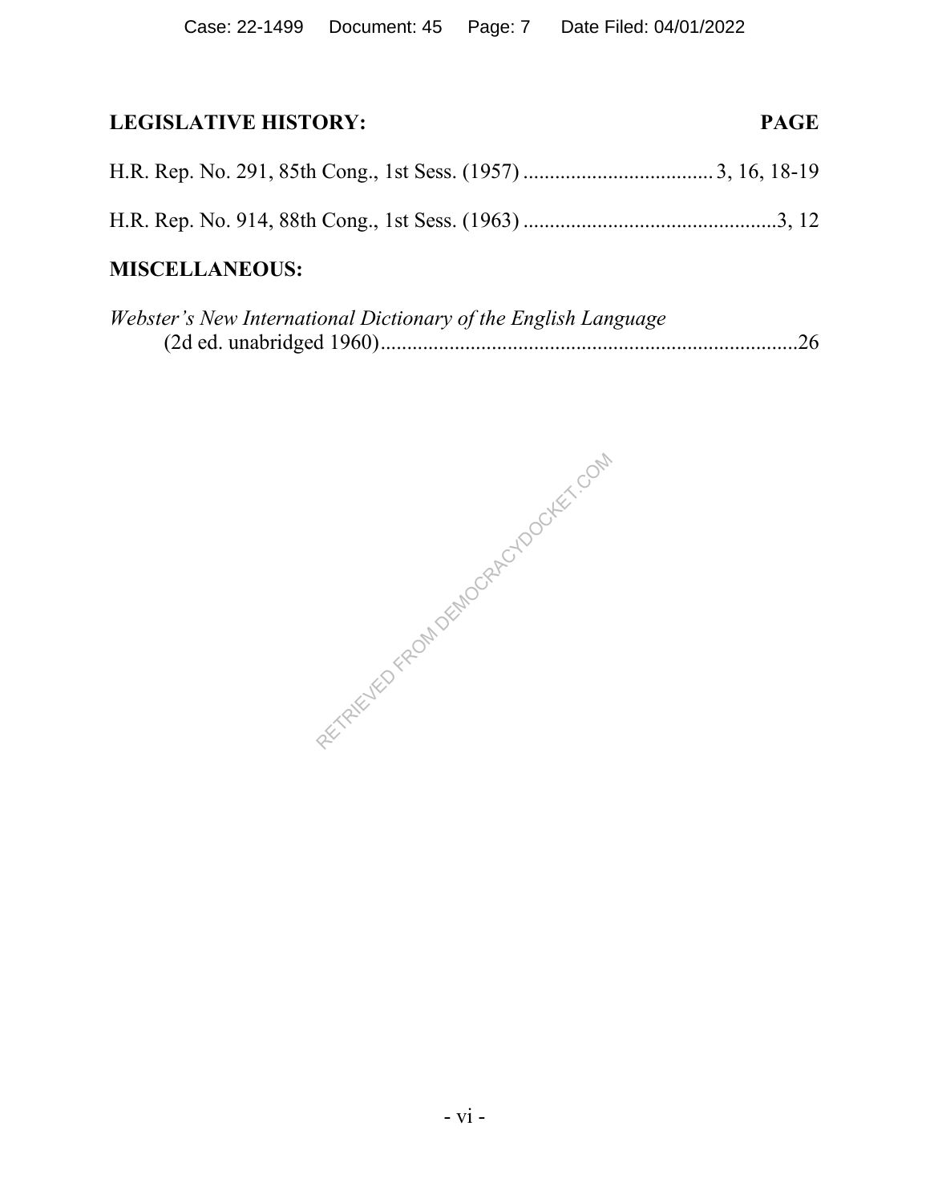**LEGISLATIVE HISTORY:** **PAGE**

H.R. Rep. No. 291, 85th Cong., 1st Sess. (1957) .................................... 3, 16, 18-19

H.R. Rep. No. 914, 88th Cong., 1st Sess. (1963) ................................................3, 12

**MISCELLANEOUS:**

*Webster's New International Dictionary of the English Language* (2d ed. unabridged 1960)...............................................................................26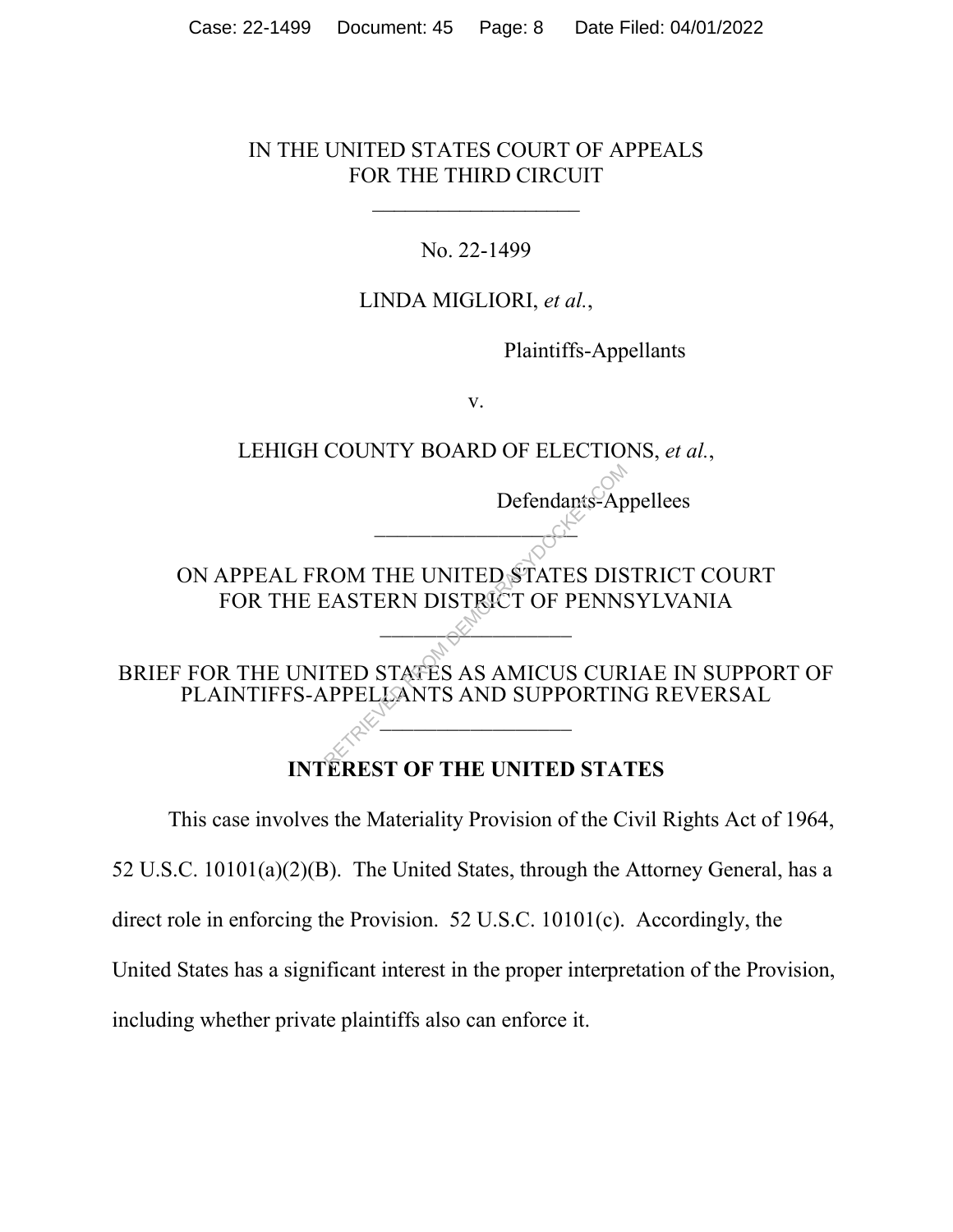IN THE UNITED STATES COURT OF APPEALS
FOR THE THIRD CIRCUIT

\_\_\_\_\_\_\_\_\_\_\_\_\_\_\_\_\_\_\_

No. 22-1499

LINDA MIGLIORI, *et al.*,

Plaintiffs-Appellants

v.

LEHIGH COUNTY BOARD OF ELECTIONS, *et al.*,

Defendants-Appellees

\_\_\_\_\_\_\_\_\_\_\_\_\_\_\_\_\_\_\_

ON APPEAL FROM THE UNITED STATES DISTRICT COURT
FOR THE EASTERN DISTRICT OF PENNSYLVANIA

\_\_\_\_\_\_\_\_\_\_\_\_\_\_\_\_\_\_\_

BRIEF FOR THE UNITED STATES AS AMICUS CURIAE IN SUPPORT OF PLAINTIFFS-APPELLANTS AND SUPPORTING REVERSAL

\_\_\_\_\_\_\_\_\_\_\_\_\_\_\_\_\_\_\_

## INTEREST OF THE UNITED STATES

This case involves the Materiality Provision of the Civil Rights Act of 1964, 52 U.S.C. 10101(a)(2)(B). The United States, through the Attorney General, has a direct role in enforcing the Provision. 52 U.S.C. 10101(c). Accordingly, the United States has a significant interest in the proper interpretation of the Provision, including whether private plaintiffs also can enforce it.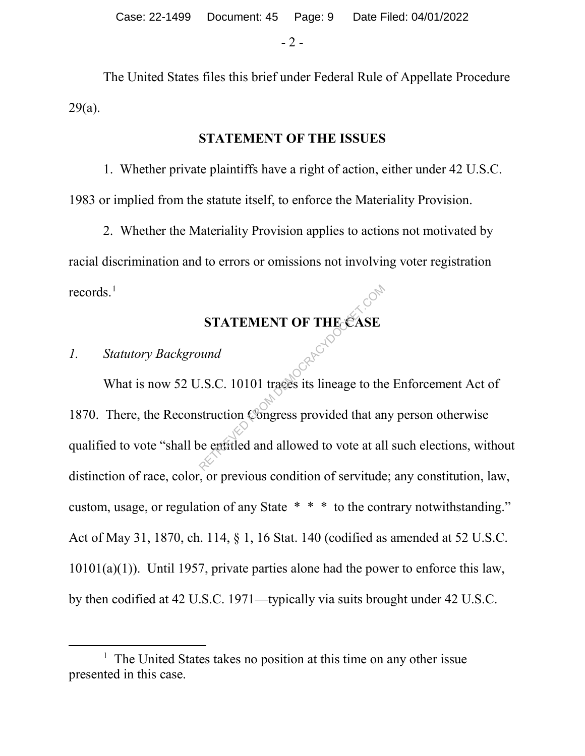The United States files this brief under Federal Rule of Appellate Procedure 29(a).

## STATEMENT OF THE ISSUES

1. Whether private plaintiffs have a right of action, either under 42 U.S.C. 1983 or implied from the statute itself, to enforce the Materiality Provision.

2. Whether the Materiality Provision applies to actions not motivated by racial discrimination and to errors or omissions not involving voter registration records.[1]

## STATEMENT OF THE CASE

### *1. Statutory Background*

What is now 52 U.S.C. 10101 traces its lineage to the Enforcement Act of 1870. There, the Reconstruction Congress provided that any person otherwise qualified to vote "shall be entitled and allowed to vote at all such elections, without distinction of race, color, or previous condition of servitude; any constitution, law, custom, usage, or regulation of any State * * * to the contrary notwithstanding." Act of May 31, 1870, ch. 114, § 1, 16 Stat. 140 (codified as amended at 52 U.S.C. 10101(a)(1)). Until 1957, private parties alone had the power to enforce this law, by then codified at 42 U.S.C. 1971—typically via suits brought under 42 U.S.C.

[1] The United States takes no position at this time on any other issue presented in this case.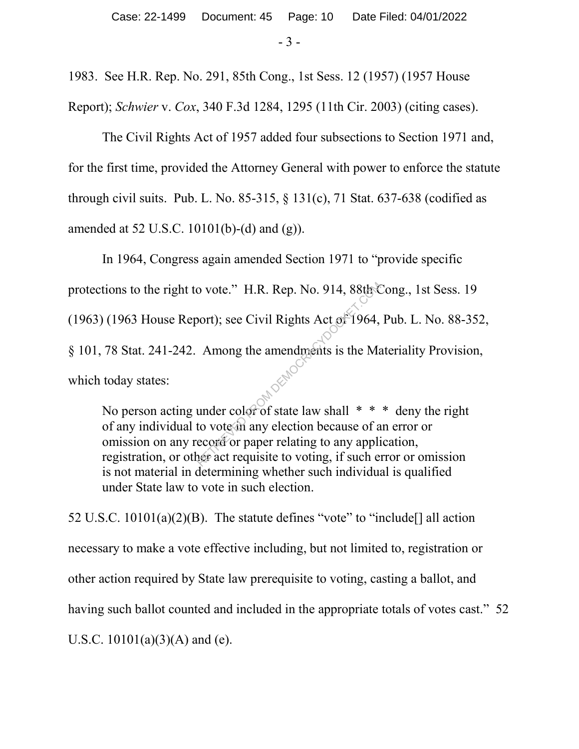1983. See H.R. Rep. No. 291, 85th Cong., 1st Sess. 12 (1957) (1957 House Report); *Schwier* v. *Cox*, 340 F.3d 1284, 1295 (11th Cir. 2003) (citing cases).

The Civil Rights Act of 1957 added four subsections to Section 1971 and, for the first time, provided the Attorney General with power to enforce the statute through civil suits. Pub. L. No. 85-315, § 131(c), 71 Stat. 637-638 (codified as amended at 52 U.S.C. 10101(b)-(d) and (g)).

In 1964, Congress again amended Section 1971 to "provide specific protections to the right to vote." H.R. Rep. No. 914, 88th Cong., 1st Sess. 19 (1963) (1963 House Report); see Civil Rights Act of 1964, Pub. L. No. 88-352, § 101, 78 Stat. 241-242. Among the amendments is the Materiality Provision, which today states:

> No person acting under color of state law shall * * * deny the right of any individual to vote in any election because of an error or omission on any record or paper relating to any application, registration, or other act requisite to voting, if such error or omission is not material in determining whether such individual is qualified under State law to vote in such election.

52 U.S.C. 10101(a)(2)(B). The statute defines "vote" to "include[] all action necessary to make a vote effective including, but not limited to, registration or other action required by State law prerequisite to voting, casting a ballot, and having such ballot counted and included in the appropriate totals of votes cast." 52 U.S.C. 10101(a)(3)(A) and (e).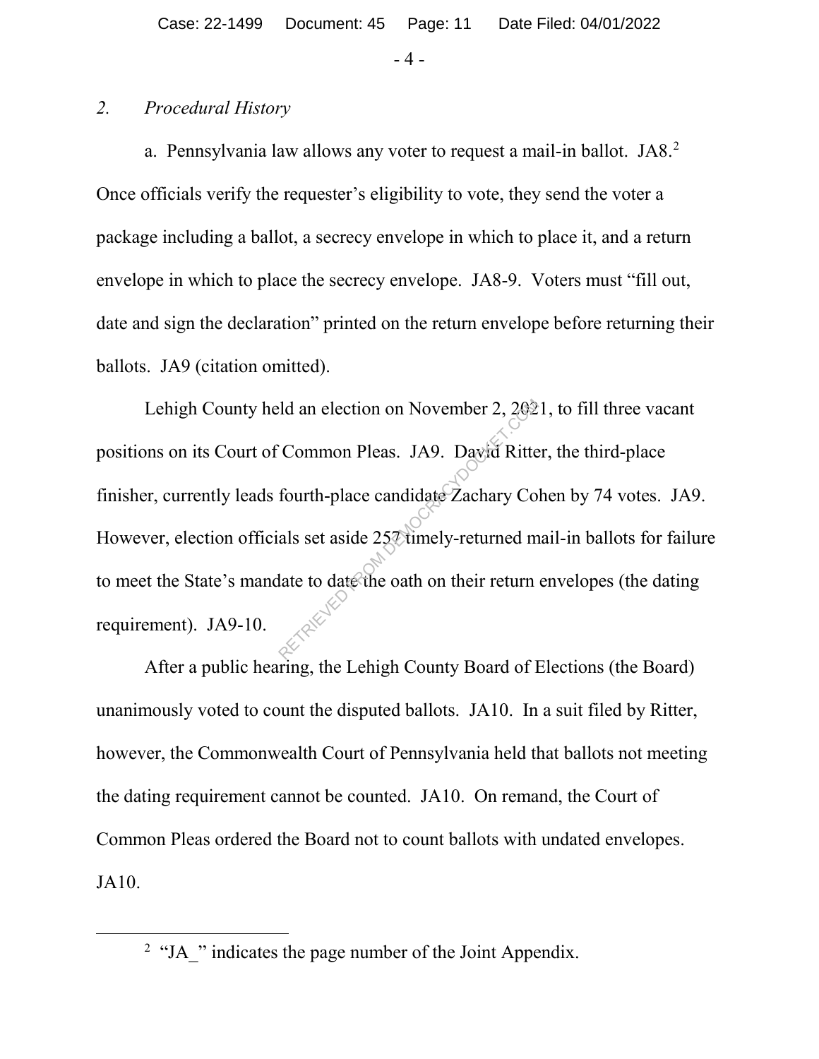## *2. Procedural History*

a. Pennsylvania law allows any voter to request a mail-in ballot. JA8.[2] Once officials verify the requester's eligibility to vote, they send the voter a package including a ballot, a secrecy envelope in which to place it, and a return envelope in which to place the secrecy envelope. JA8-9. Voters must "fill out, date and sign the declaration" printed on the return envelope before returning their ballots. JA9 (citation omitted).

Lehigh County held an election on November 2, 2021, to fill three vacant positions on its Court of Common Pleas. JA9. David Ritter, the third-place finisher, currently leads fourth-place candidate Zachary Cohen by 74 votes. JA9. However, election officials set aside 257 timely-returned mail-in ballots for failure to meet the State's mandate to date the oath on their return envelopes (the dating requirement). JA9-10.

After a public hearing, the Lehigh County Board of Elections (the Board) unanimously voted to count the disputed ballots. JA10. In a suit filed by Ritter, however, the Commonwealth Court of Pennsylvania held that ballots not meeting the dating requirement cannot be counted. JA10. On remand, the Court of Common Pleas ordered the Board not to count ballots with undated envelopes. JA10.

---

[2] "JA_" indicates the page number of the Joint Appendix.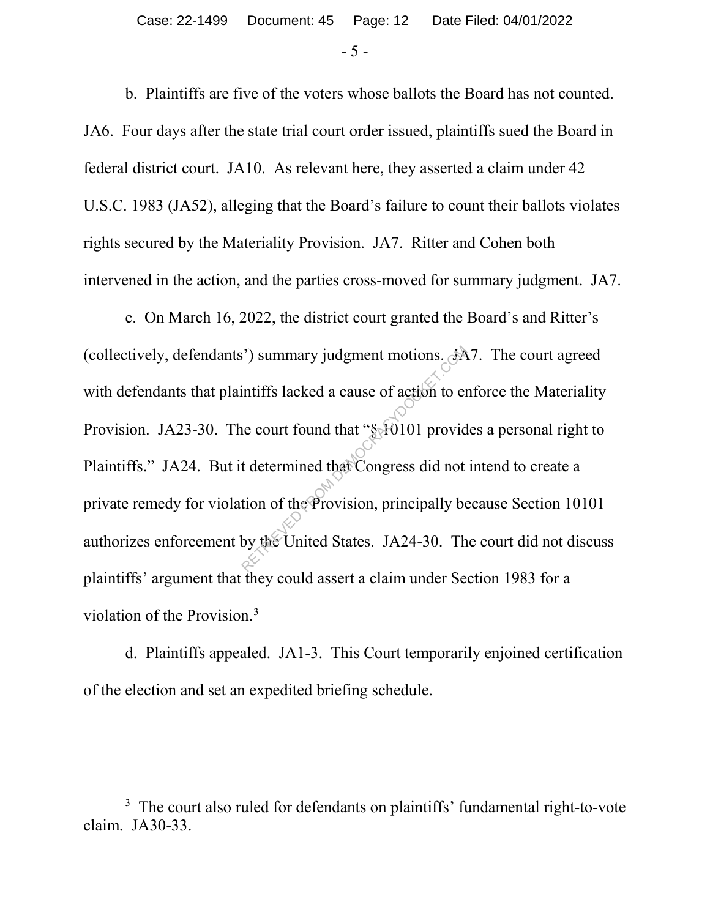b. Plaintiffs are five of the voters whose ballots the Board has not counted. JA6. Four days after the state trial court order issued, plaintiffs sued the Board in federal district court. JA10. As relevant here, they asserted a claim under 42 U.S.C. 1983 (JA52), alleging that the Board's failure to count their ballots violates rights secured by the Materiality Provision. JA7. Ritter and Cohen both intervened in the action, and the parties cross-moved for summary judgment. JA7.

c. On March 16, 2022, the district court granted the Board's and Ritter's (collectively, defendants') summary judgment motions. JA7. The court agreed with defendants that plaintiffs lacked a cause of action to enforce the Materiality Provision. JA23-30. The court found that "§ 10101 provides a personal right to Plaintiffs." JA24. But it determined that Congress did not intend to create a private remedy for violation of the Provision, principally because Section 10101 authorizes enforcement by the United States. JA24-30. The court did not discuss plaintiffs' argument that they could assert a claim under Section 1983 for a violation of the Provision.[3]

d. Plaintiffs appealed. JA1-3. This Court temporarily enjoined certification of the election and set an expedited briefing schedule.

[3] The court also ruled for defendants on plaintiffs' fundamental right-to-vote claim. JA30-33.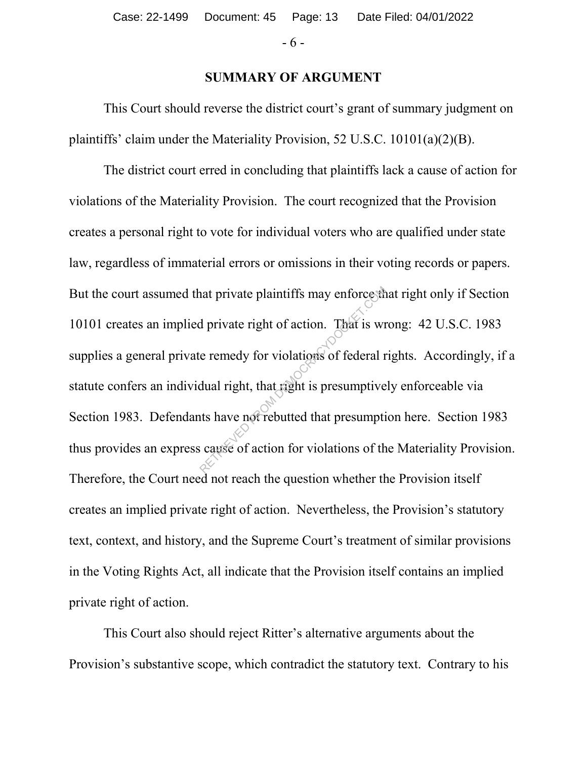## SUMMARY OF ARGUMENT

This Court should reverse the district court's grant of summary judgment on plaintiffs' claim under the Materiality Provision, 52 U.S.C. 10101(a)(2)(B).

The district court erred in concluding that plaintiffs lack a cause of action for violations of the Materiality Provision. The court recognized that the Provision creates a personal right to vote for individual voters who are qualified under state law, regardless of immaterial errors or omissions in their voting records or papers. But the court assumed that private plaintiffs may enforce that right only if Section 10101 creates an implied private right of action. That is wrong: 42 U.S.C. 1983 supplies a general private remedy for violations of federal rights. Accordingly, if a statute confers an individual right, that right is presumptively enforceable via Section 1983. Defendants have not rebutted that presumption here. Section 1983 thus provides an express cause of action for violations of the Materiality Provision. Therefore, the Court need not reach the question whether the Provision itself creates an implied private right of action. Nevertheless, the Provision's statutory text, context, and history, and the Supreme Court's treatment of similar provisions in the Voting Rights Act, all indicate that the Provision itself contains an implied private right of action.

This Court also should reject Ritter's alternative arguments about the Provision's substantive scope, which contradict the statutory text. Contrary to his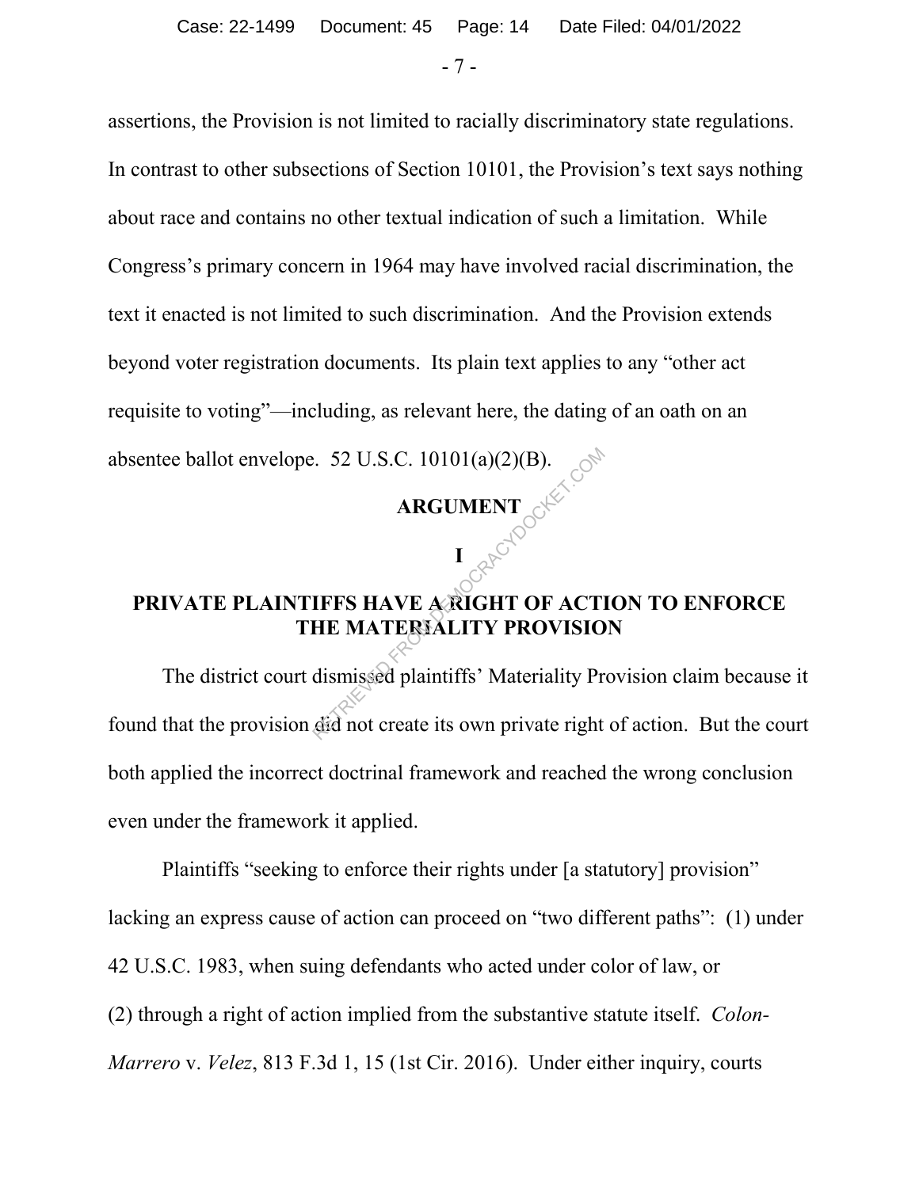assertions, the Provision is not limited to racially discriminatory state regulations. In contrast to other subsections of Section 10101, the Provision's text says nothing about race and contains no other textual indication of such a limitation. While Congress's primary concern in 1964 may have involved racial discrimination, the text it enacted is not limited to such discrimination. And the Provision extends beyond voter registration documents. Its plain text applies to any "other act requisite to voting"—including, as relevant here, the dating of an oath on an absentee ballot envelope. 52 U.S.C. 10101(a)(2)(B).

# ARGUMENT

## I

## PRIVATE PLAINTIFFS HAVE A RIGHT OF ACTION TO ENFORCE THE MATERIALITY PROVISION

The district court dismissed plaintiffs' Materiality Provision claim because it found that the provision did not create its own private right of action. But the court both applied the incorrect doctrinal framework and reached the wrong conclusion even under the framework it applied.

Plaintiffs "seeking to enforce their rights under [a statutory] provision" lacking an express cause of action can proceed on "two different paths": (1) under 42 U.S.C. 1983, when suing defendants who acted under color of law, or (2) through a right of action implied from the substantive statute itself. *Colon-Marrero* v. *Velez*, 813 F.3d 1, 15 (1st Cir. 2016). Under either inquiry, courts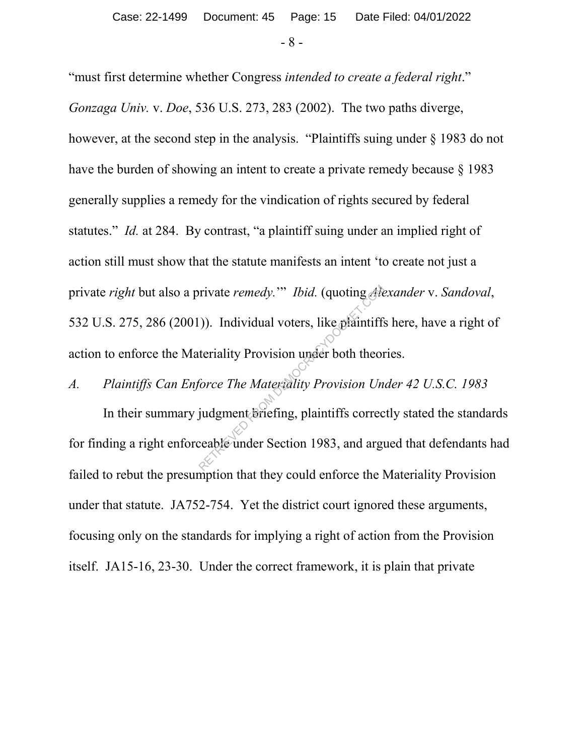"must first determine whether Congress *intended to create a federal right*." *Gonzaga Univ.* v. *Doe*, 536 U.S. 273, 283 (2002). The two paths diverge, however, at the second step in the analysis. "Plaintiffs suing under § 1983 do not have the burden of showing an intent to create a private remedy because § 1983 generally supplies a remedy for the vindication of rights secured by federal statutes." *Id.* at 284. By contrast, "a plaintiff suing under an implied right of action still must show that the statute manifests an intent 'to create not just a private *right* but also a private *remedy*.'" *Ibid.* (quoting *Alexander* v. *Sandoval*, 532 U.S. 275, 286 (2001)). Individual voters, like plaintiffs here, have a right of action to enforce the Materiality Provision under both theories.

### *A. Plaintiffs Can Enforce The Materiality Provision Under 42 U.S.C. 1983*

In their summary judgment briefing, plaintiffs correctly stated the standards for finding a right enforceable under Section 1983, and argued that defendants had failed to rebut the presumption that they could enforce the Materiality Provision under that statute. JA752-754. Yet the district court ignored these arguments, focusing only on the standards for implying a right of action from the Provision itself. JA15-16, 23-30. Under the correct framework, it is plain that private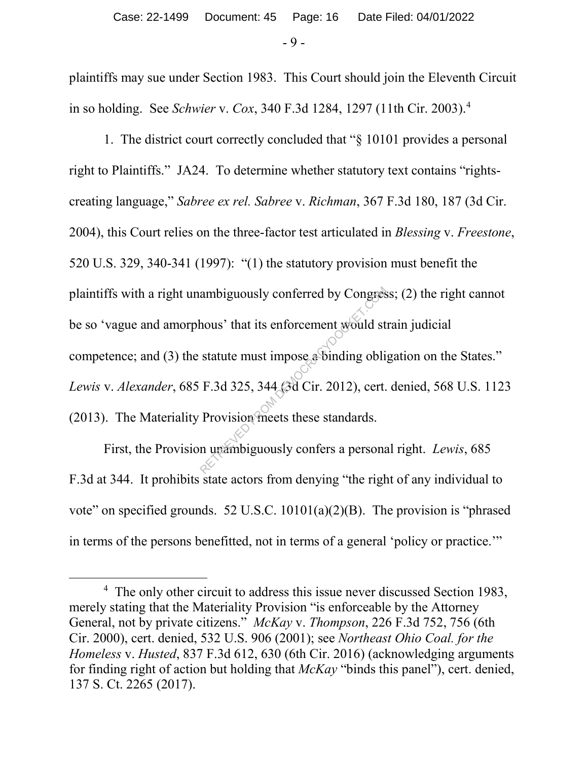plaintiffs may sue under Section 1983. This Court should join the Eleventh Circuit in so holding. See *Schwier* v. *Cox*, 340 F.3d 1284, 1297 (11th Cir. 2003).[4]

1. The district court correctly concluded that "§ 10101 provides a personal right to Plaintiffs." JA24. To determine whether statutory text contains "rights-creating language," *Sabree ex rel. Sabree* v. *Richman*, 367 F.3d 180, 187 (3d Cir. 2004), this Court relies on the three-factor test articulated in *Blessing* v. *Freestone*, 520 U.S. 329, 340-341 (1997): "(1) the statutory provision must benefit the plaintiffs with a right unambiguously conferred by Congress; (2) the right cannot be so 'vague and amorphous' that its enforcement would strain judicial competence; and (3) the statute must impose a binding obligation on the States." *Lewis* v. *Alexander*, 685 F.3d 325, 344 (3d Cir. 2012), cert. denied, 568 U.S. 1123 (2013). The Materiality Provision meets these standards.

First, the Provision unambiguously confers a personal right. *Lewis*, 685 F.3d at 344. It prohibits state actors from denying "the right of any individual to vote" on specified grounds. 52 U.S.C. 10101(a)(2)(B). The provision is "phrased in terms of the persons benefitted, not in terms of a general 'policy or practice.'"

[4] The only other circuit to address this issue never discussed Section 1983, merely stating that the Materiality Provision "is enforceable by the Attorney General, not by private citizens." *McKay* v. *Thompson*, 226 F.3d 752, 756 (6th Cir. 2000), cert. denied, 532 U.S. 906 (2001); see *Northeast Ohio Coal. for the Homeless* v. *Husted*, 837 F.3d 612, 630 (6th Cir. 2016) (acknowledging arguments for finding right of action but holding that *McKay* "binds this panel"), cert. denied, 137 S. Ct. 2265 (2017).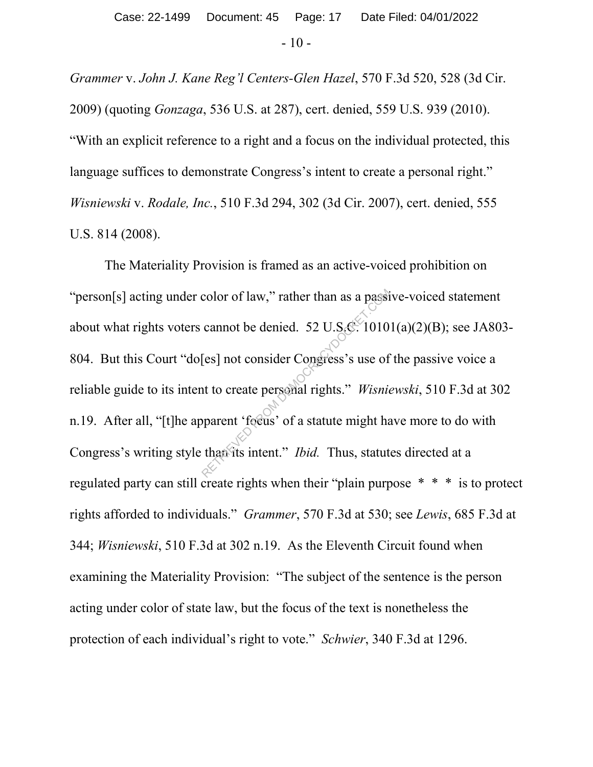*Grammer* v. *John J. Kane Reg'l Centers-Glen Hazel*, 570 F.3d 520, 528 (3d Cir. 2009) (quoting *Gonzaga*, 536 U.S. at 287), cert. denied, 559 U.S. 939 (2010). "With an explicit reference to a right and a focus on the individual protected, this language suffices to demonstrate Congress's intent to create a personal right." *Wisniewski* v. *Rodale, Inc.*, 510 F.3d 294, 302 (3d Cir. 2007), cert. denied, 555 U.S. 814 (2008).

The Materiality Provision is framed as an active-voiced prohibition on "person[s] acting under color of law," rather than as a passive-voiced statement about what rights voters cannot be denied. 52 U.S.C. 10101(a)(2)(B); see JA803-804. But this Court "do[es] not consider Congress's use of the passive voice a reliable guide to its intent to create personal rights." *Wisniewski*, 510 F.3d at 302 n.19. After all, "[t]he apparent 'focus' of a statute might have more to do with Congress's writing style than its intent." *Ibid.* Thus, statutes directed at a regulated party can still create rights when their "plain purpose * * * is to protect rights afforded to individuals." *Grammer*, 570 F.3d at 530; see *Lewis*, 685 F.3d at 344; *Wisniewski*, 510 F.3d at 302 n.19. As the Eleventh Circuit found when examining the Materiality Provision: "The subject of the sentence is the person acting under color of state law, but the focus of the text is nonetheless the protection of each individual's right to vote." *Schwier*, 340 F.3d at 1296.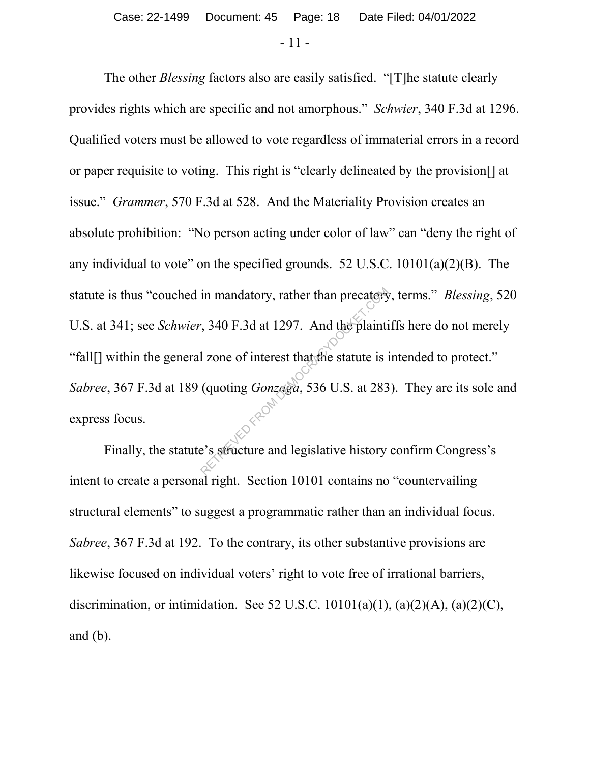The other *Blessing* factors also are easily satisfied. "[T]he statute clearly provides rights which are specific and not amorphous." *Schwier*, 340 F.3d at 1296. Qualified voters must be allowed to vote regardless of immaterial errors in a record or paper requisite to voting. This right is "clearly delineated by the provision[] at issue." *Grammer*, 570 F.3d at 528. And the Materiality Provision creates an absolute prohibition: "No person acting under color of law" can "deny the right of any individual to vote" on the specified grounds. 52 U.S.C. 10101(a)(2)(B). The statute is thus "couched in mandatory, rather than precatory, terms." *Blessing*, 520 U.S. at 341; see *Schwier*, 340 F.3d at 1297. And the plaintiffs here do not merely "fall[] within the general zone of interest that the statute is intended to protect." *Sabree*, 367 F.3d at 189 (quoting *Gonzaga*, 536 U.S. at 283). They are its sole and express focus.

Finally, the statute's structure and legislative history confirm Congress's intent to create a personal right. Section 10101 contains no "countervailing structural elements" to suggest a programmatic rather than an individual focus. *Sabree*, 367 F.3d at 192. To the contrary, its other substantive provisions are likewise focused on individual voters' right to vote free of irrational barriers, discrimination, or intimidation. See 52 U.S.C. 10101(a)(1), (a)(2)(A), (a)(2)(C), and (b).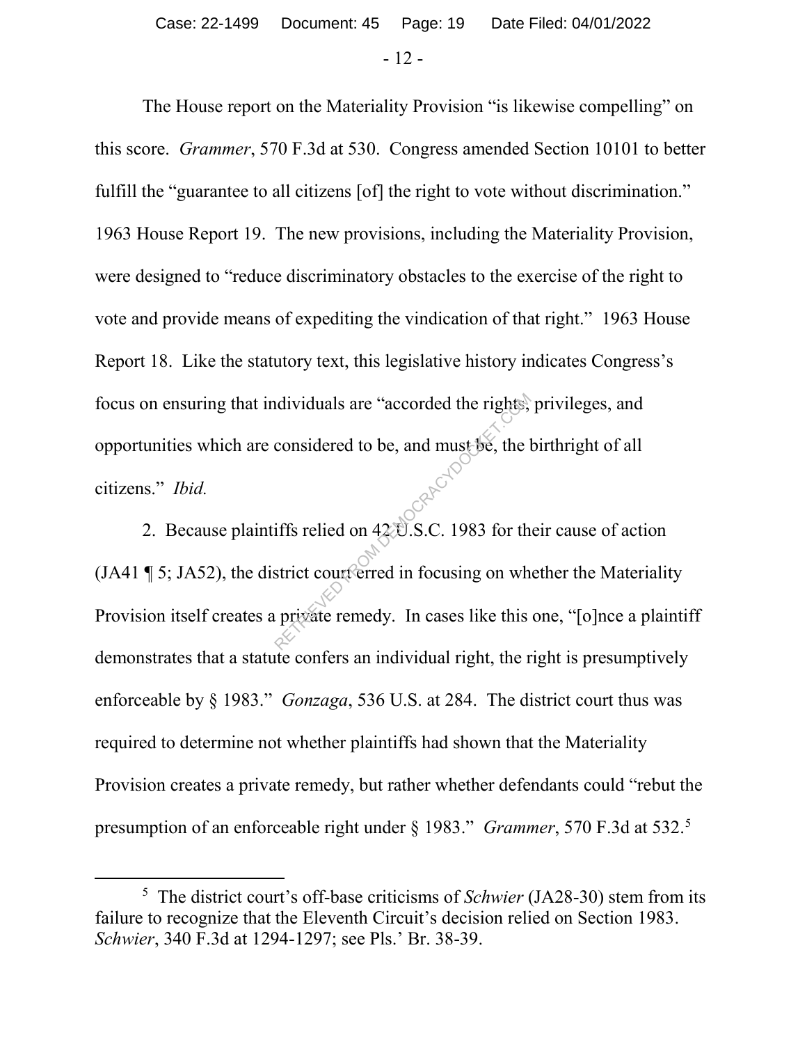The House report on the Materiality Provision "is likewise compelling" on this score. *Grammer*, 570 F.3d at 530. Congress amended Section 10101 to better fulfill the "guarantee to all citizens [of] the right to vote without discrimination." 1963 House Report 19. The new provisions, including the Materiality Provision, were designed to "reduce discriminatory obstacles to the exercise of the right to vote and provide means of expediting the vindication of that right." 1963 House Report 18. Like the statutory text, this legislative history indicates Congress's focus on ensuring that individuals are "accorded the rights, privileges, and opportunities which are considered to be, and must be, the birthright of all citizens." *Ibid.*

2. Because plaintiffs relied on 42 U.S.C. 1983 for their cause of action (JA41 ¶ 5; JA52), the district court erred in focusing on whether the Materiality Provision itself creates a private remedy. In cases like this one, "[o]nce a plaintiff demonstrates that a statute confers an individual right, the right is presumptively enforceable by § 1983." *Gonzaga*, 536 U.S. at 284. The district court thus was required to determine not whether plaintiffs had shown that the Materiality Provision creates a private remedy, but rather whether defendants could "rebut the presumption of an enforceable right under § 1983." *Grammer*, 570 F.3d at 532.[5]

---

[5] The district court's off-base criticisms of *Schwier* (JA28-30) stem from its failure to recognize that the Eleventh Circuit's decision relied on Section 1983. *Schwier*, 340 F.3d at 1294-1297; see Pls.' Br. 38-39.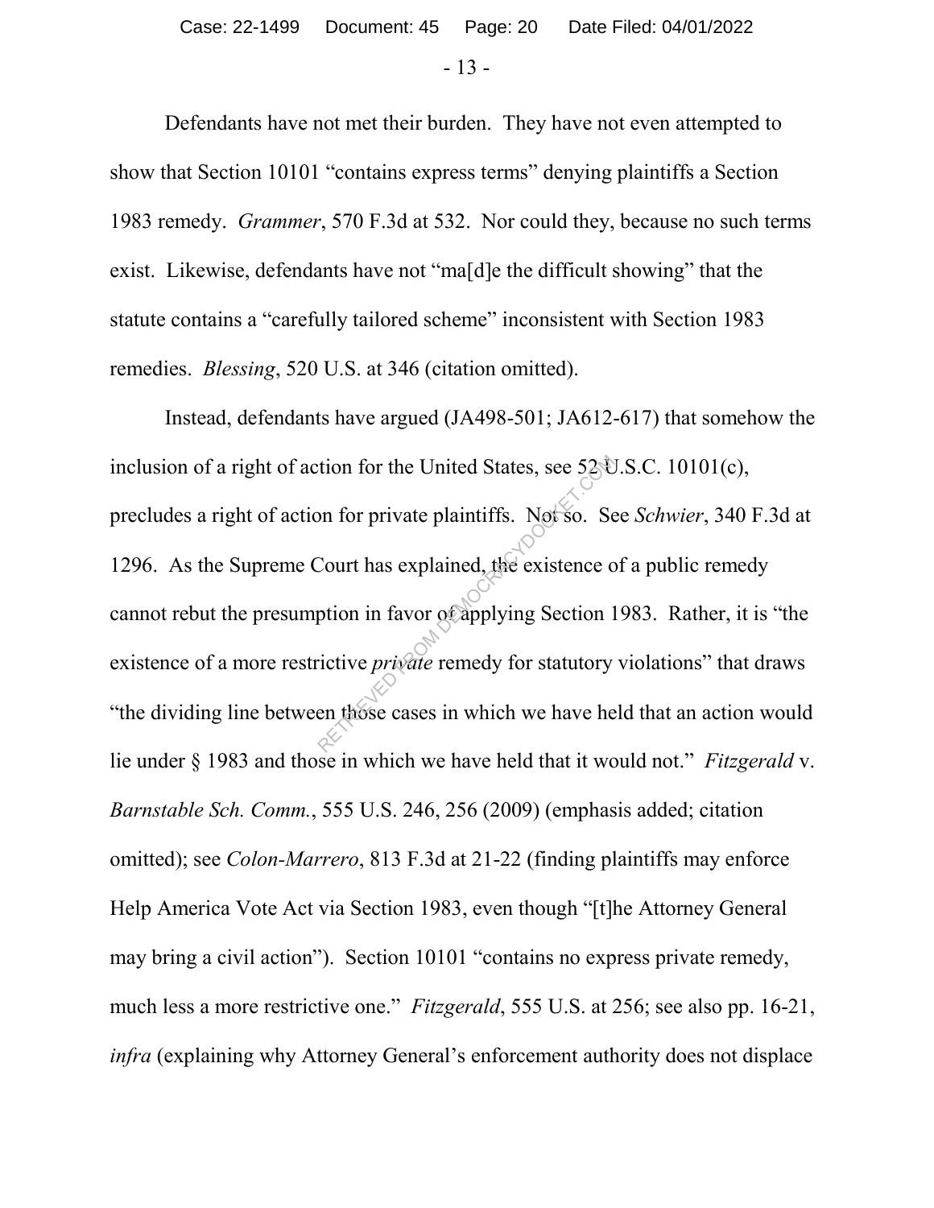Defendants have not met their burden. They have not even attempted to show that Section 10101 "contains express terms" denying plaintiffs a Section 1983 remedy. *Grammer*, 570 F.3d at 532. Nor could they, because no such terms exist. Likewise, defendants have not "ma[d]e the difficult showing" that the statute contains a "carefully tailored scheme" inconsistent with Section 1983 remedies. *Blessing*, 520 U.S. at 346 (citation omitted).

Instead, defendants have argued (JA498-501; JA612-617) that somehow the inclusion of a right of action for the United States, see 52 U.S.C. 10101(c), precludes a right of action for private plaintiffs. Not so. See *Schwier*, 340 F.3d at 1296. As the Supreme Court has explained, the existence of a public remedy cannot rebut the presumption in favor of applying Section 1983. Rather, it is "the existence of a more restrictive *private* remedy for statutory violations" that draws "the dividing line between those cases in which we have held that an action would lie under § 1983 and those in which we have held that it would not." *Fitzgerald* v. *Barnstable Sch. Comm.*, 555 U.S. 246, 256 (2009) (emphasis added; citation omitted); see *Colon-Marrero*, 813 F.3d at 21-22 (finding plaintiffs may enforce Help America Vote Act via Section 1983, even though "[t]he Attorney General may bring a civil action"). Section 10101 "contains no express private remedy, much less a more restrictive one." *Fitzgerald*, 555 U.S. at 256; see also pp. 16-21, *infra* (explaining why Attorney General's enforcement authority does not displace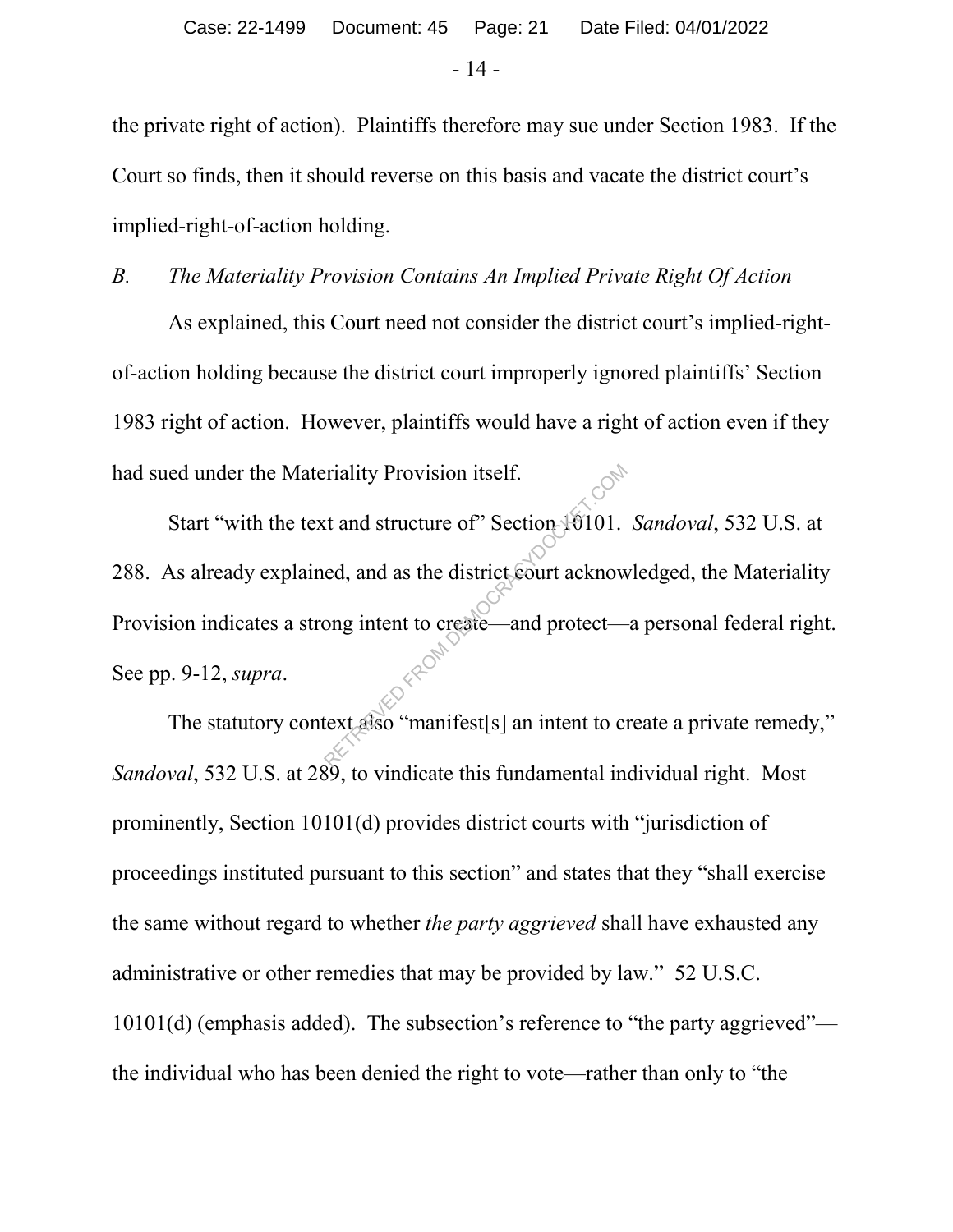the private right of action). Plaintiffs therefore may sue under Section 1983. If the Court so finds, then it should reverse on this basis and vacate the district court's implied-right-of-action holding.

*B. The Materiality Provision Contains An Implied Private Right Of Action*

As explained, this Court need not consider the district court's implied-right-of-action holding because the district court improperly ignored plaintiffs' Section 1983 right of action. However, plaintiffs would have a right of action even if they had sued under the Materiality Provision itself.

Start "with the text and structure of" Section 10101. *Sandoval*, 532 U.S. at 288. As already explained, and as the district court acknowledged, the Materiality Provision indicates a strong intent to create—and protect—a personal federal right. See pp. 9-12, *supra*.

The statutory context also "manifest[s] an intent to create a private remedy," *Sandoval*, 532 U.S. at 289, to vindicate this fundamental individual right. Most prominently, Section 10101(d) provides district courts with "jurisdiction of proceedings instituted pursuant to this section" and states that they "shall exercise the same without regard to whether *the party aggrieved* shall have exhausted any administrative or other remedies that may be provided by law." 52 U.S.C. 10101(d) (emphasis added). The subsection's reference to "the party aggrieved"—the individual who has been denied the right to vote—rather than only to "the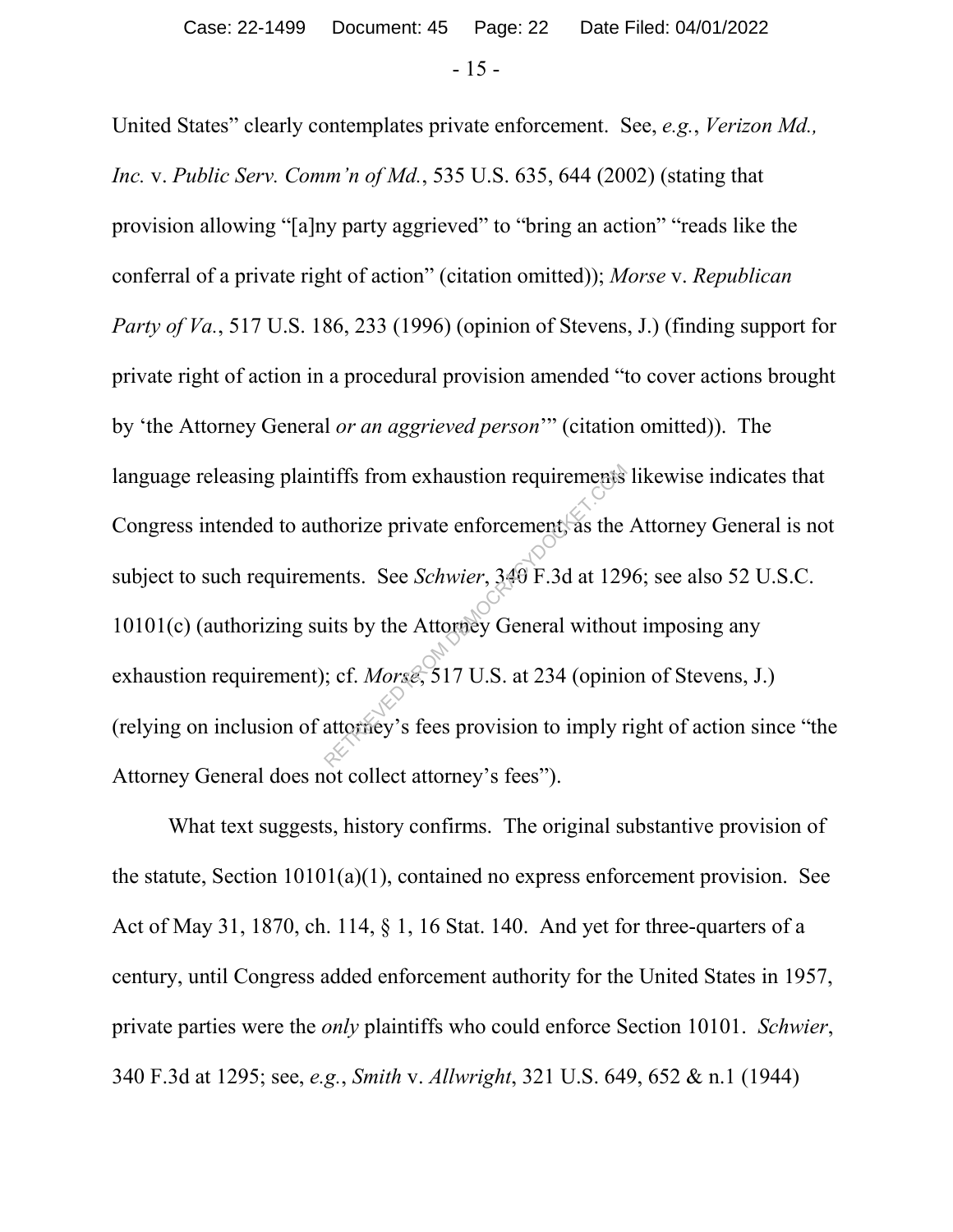United States" clearly contemplates private enforcement. See, *e.g.*, *Verizon Md., Inc.* v. *Public Serv. Comm'n of Md.*, 535 U.S. 635, 644 (2002) (stating that provision allowing "[a]ny party aggrieved" to "bring an action" "reads like the conferral of a private right of action" (citation omitted)); *Morse* v. *Republican Party of Va.*, 517 U.S. 186, 233 (1996) (opinion of Stevens, J.) (finding support for private right of action in a procedural provision amended "to cover actions brought by 'the Attorney General *or an aggrieved person*'" (citation omitted)). The language releasing plaintiffs from exhaustion requirements likewise indicates that Congress intended to authorize private enforcement, as the Attorney General is not subject to such requirements. See *Schwier*, 340 F.3d at 1296; see also 52 U.S.C. 10101(c) (authorizing suits by the Attorney General without imposing any exhaustion requirement); cf. *Morse*, 517 U.S. at 234 (opinion of Stevens, J.) (relying on inclusion of attorney's fees provision to imply right of action since "the Attorney General does not collect attorney's fees").

What text suggests, history confirms. The original substantive provision of the statute, Section 10101(a)(1), contained no express enforcement provision. See Act of May 31, 1870, ch. 114, § 1, 16 Stat. 140. And yet for three-quarters of a century, until Congress added enforcement authority for the United States in 1957, private parties were the *only* plaintiffs who could enforce Section 10101. *Schwier*, 340 F.3d at 1295; see, *e.g.*, *Smith* v. *Allwright*, 321 U.S. 649, 652 & n.1 (1944)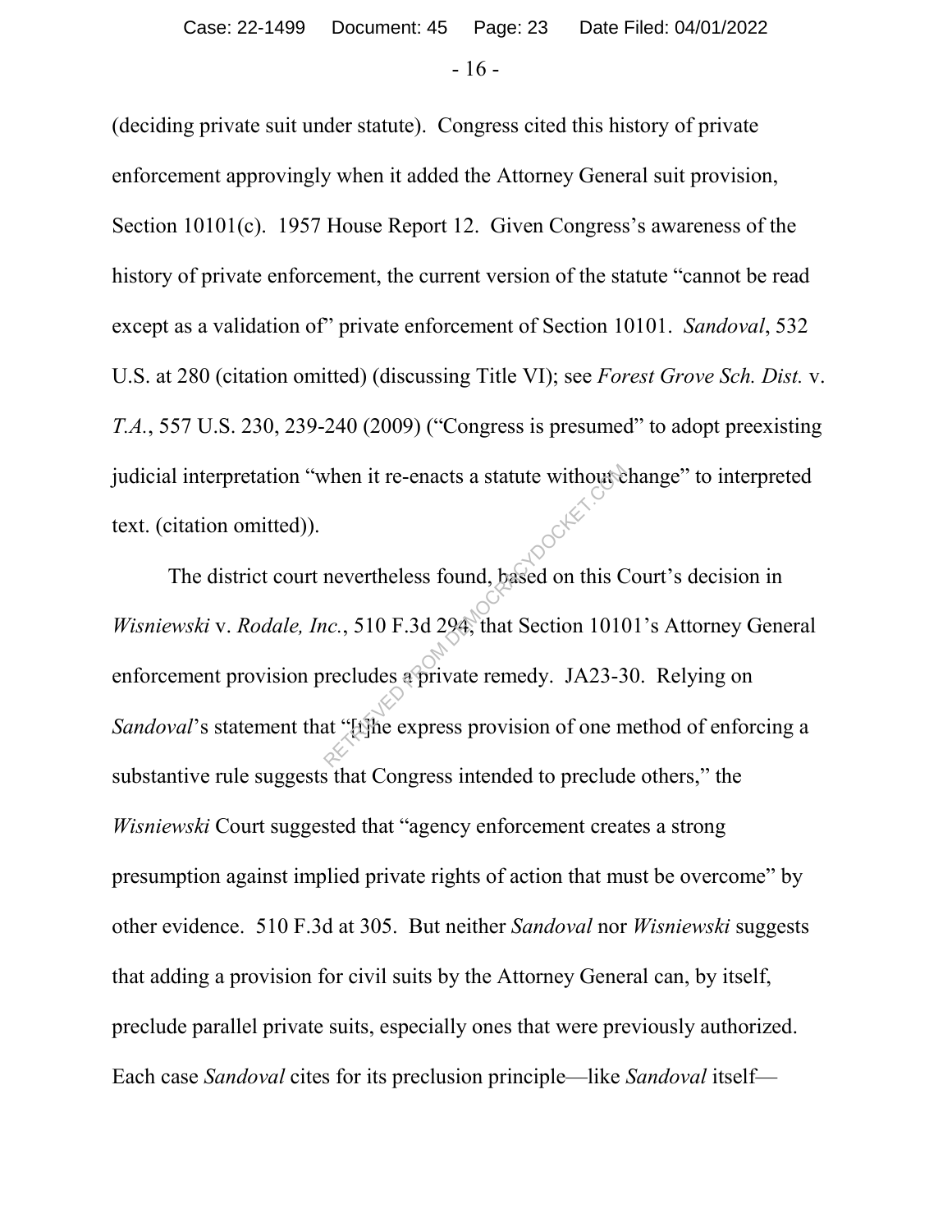(deciding private suit under statute). Congress cited this history of private enforcement approvingly when it added the Attorney General suit provision, Section 10101(c). 1957 House Report 12. Given Congress's awareness of the history of private enforcement, the current version of the statute "cannot be read except as a validation of" private enforcement of Section 10101. *Sandoval*, 532 U.S. at 280 (citation omitted) (discussing Title VI); see *Forest Grove Sch. Dist.* v. *T.A.*, 557 U.S. 230, 239-240 (2009) ("Congress is presumed" to adopt preexisting judicial interpretation "when it re-enacts a statute without change" to interpreted text. (citation omitted)).

The district court nevertheless found, based on this Court's decision in *Wisniewski* v. *Rodale, Inc.*, 510 F.3d 294, that Section 10101's Attorney General enforcement provision precludes a private remedy. JA23-30. Relying on *Sandoval*'s statement that "[t]he express provision of one method of enforcing a substantive rule suggests that Congress intended to preclude others," the *Wisniewski* Court suggested that "agency enforcement creates a strong presumption against implied private rights of action that must be overcome" by other evidence. 510 F.3d at 305. But neither *Sandoval* nor *Wisniewski* suggests that adding a provision for civil suits by the Attorney General can, by itself, preclude parallel private suits, especially ones that were previously authorized. Each case *Sandoval* cites for its preclusion principle—like *Sandoval* itself—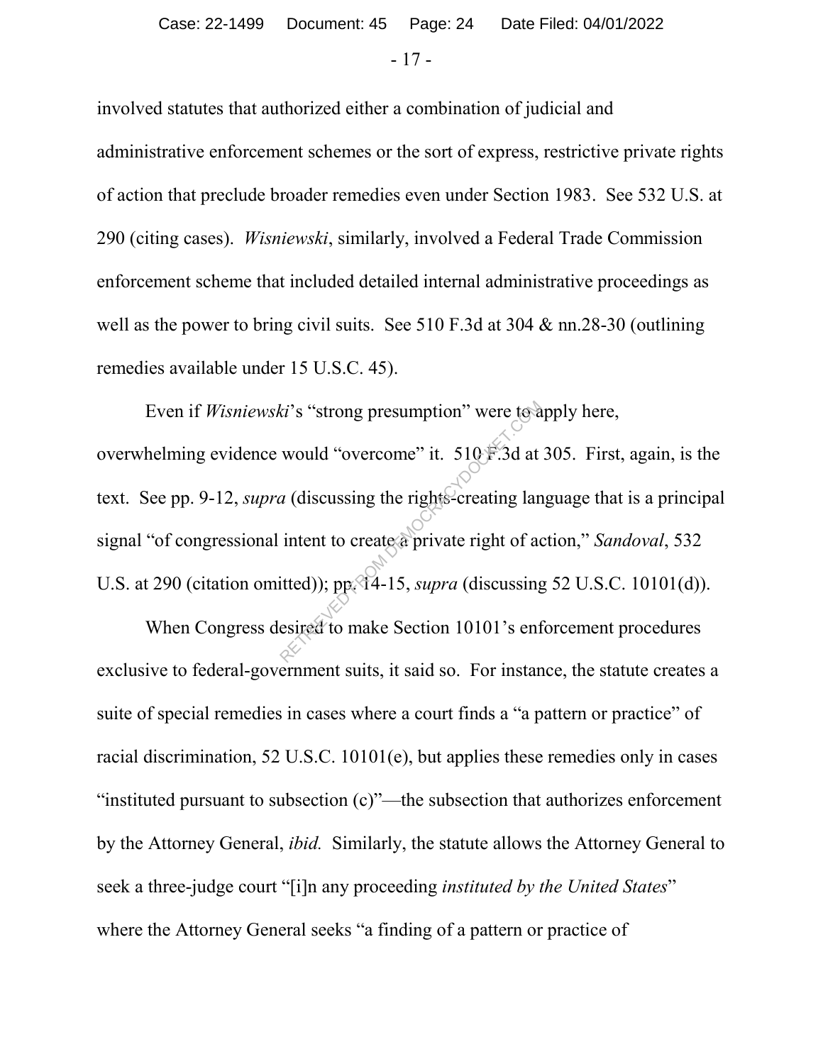involved statutes that authorized either a combination of judicial and administrative enforcement schemes or the sort of express, restrictive private rights of action that preclude broader remedies even under Section 1983. See 532 U.S. at 290 (citing cases). *Wisniewski*, similarly, involved a Federal Trade Commission enforcement scheme that included detailed internal administrative proceedings as well as the power to bring civil suits. See 510 F.3d at 304 & nn.28-30 (outlining remedies available under 15 U.S.C. 45).

Even if *Wisniewski*'s "strong presumption" were to apply here, overwhelming evidence would "overcome" it. 510 F.3d at 305. First, again, is the text. See pp. 9-12, *supra* (discussing the rights-creating language that is a principal signal "of congressional intent to create a private right of action," *Sandoval*, 532 U.S. at 290 (citation omitted)); pp. 14-15, *supra* (discussing 52 U.S.C. 10101(d)).

When Congress desired to make Section 10101's enforcement procedures exclusive to federal-government suits, it said so. For instance, the statute creates a suite of special remedies in cases where a court finds a "a pattern or practice" of racial discrimination, 52 U.S.C. 10101(e), but applies these remedies only in cases "instituted pursuant to subsection (c)"—the subsection that authorizes enforcement by the Attorney General, *ibid.* Similarly, the statute allows the Attorney General to seek a three-judge court "[i]n any proceeding *instituted by the United States*" where the Attorney General seeks "a finding of a pattern or practice of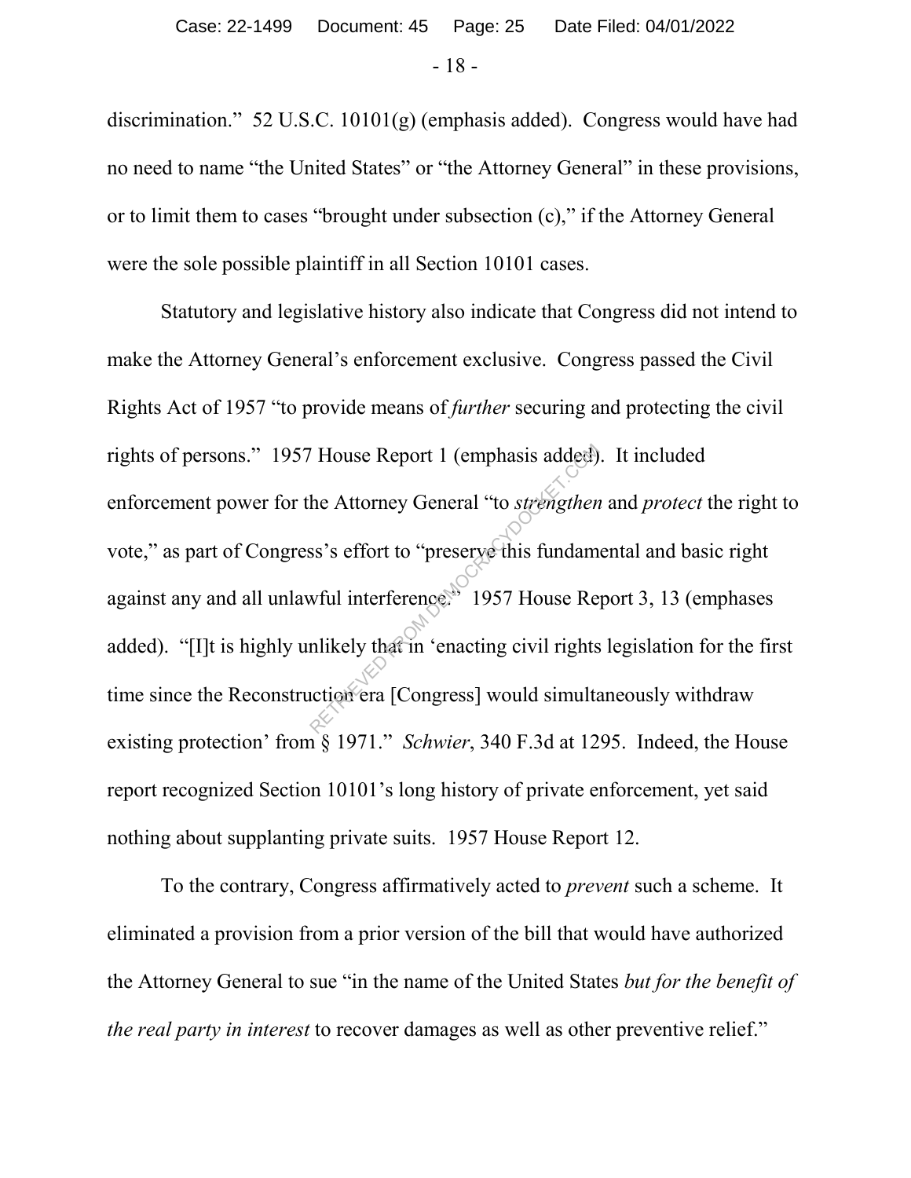discrimination." 52 U.S.C. 10101(g) (emphasis added). Congress would have had no need to name "the United States" or "the Attorney General" in these provisions, or to limit them to cases "brought under subsection (c)," if the Attorney General were the sole possible plaintiff in all Section 10101 cases.

Statutory and legislative history also indicate that Congress did not intend to make the Attorney General's enforcement exclusive. Congress passed the Civil Rights Act of 1957 "to provide means of *further* securing and protecting the civil rights of persons." 1957 House Report 1 (emphasis added). It included enforcement power for the Attorney General "to *strengthen* and *protect* the right to vote," as part of Congress's effort to "preserve this fundamental and basic right against any and all unlawful interference." 1957 House Report 3, 13 (emphases added). "[I]t is highly unlikely that in 'enacting civil rights legislation for the first time since the Reconstruction era [Congress] would simultaneously withdraw existing protection' from § 1971." *Schwier*, 340 F.3d at 1295. Indeed, the House report recognized Section 10101's long history of private enforcement, yet said nothing about supplanting private suits. 1957 House Report 12.

To the contrary, Congress affirmatively acted to *prevent* such a scheme. It eliminated a provision from a prior version of the bill that would have authorized the Attorney General to sue "in the name of the United States *but for the benefit of the real party in interest* to recover damages as well as other preventive relief."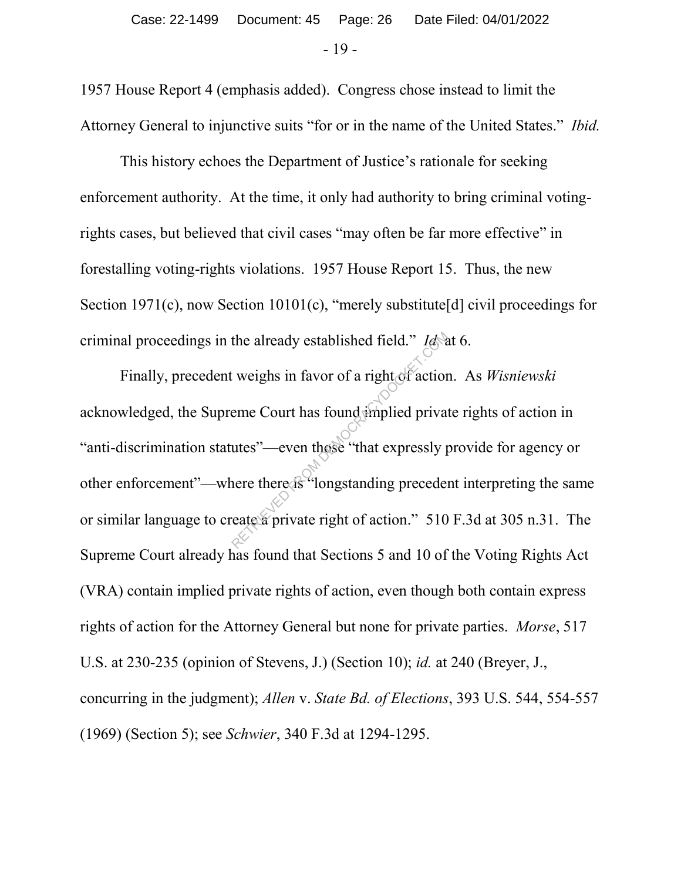1957 House Report 4 (emphasis added). Congress chose instead to limit the Attorney General to injunctive suits "for or in the name of the United States." *Ibid.*

This history echoes the Department of Justice's rationale for seeking enforcement authority. At the time, it only had authority to bring criminal voting-rights cases, but believed that civil cases "may often be far more effective" in forestalling voting-rights violations. 1957 House Report 15. Thus, the new Section 1971(c), now Section 10101(c), "merely substitute[d] civil proceedings for criminal proceedings in the already established field." *Id.* at 6.

Finally, precedent weighs in favor of a right of action. As *Wisniewski* acknowledged, the Supreme Court has found implied private rights of action in "anti-discrimination statutes"—even those "that expressly provide for agency or other enforcement"—where there is "longstanding precedent interpreting the same or similar language to create a private right of action." 510 F.3d at 305 n.31. The Supreme Court already has found that Sections 5 and 10 of the Voting Rights Act (VRA) contain implied private rights of action, even though both contain express rights of action for the Attorney General but none for private parties. *Morse*, 517 U.S. at 230-235 (opinion of Stevens, J.) (Section 10); *id.* at 240 (Breyer, J., concurring in the judgment); *Allen* v. *State Bd. of Elections*, 393 U.S. 544, 554-557 (1969) (Section 5); see *Schwier*, 340 F.3d at 1294-1295.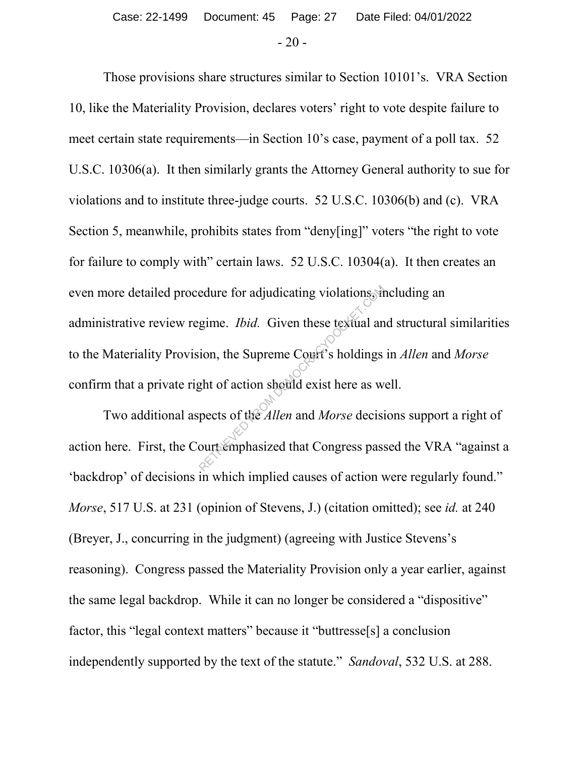Those provisions share structures similar to Section 10101's. VRA Section 10, like the Materiality Provision, declares voters' right to vote despite failure to meet certain state requirements—in Section 10's case, payment of a poll tax. 52 U.S.C. 10306(a). It then similarly grants the Attorney General authority to sue for violations and to institute three-judge courts. 52 U.S.C. 10306(b) and (c). VRA Section 5, meanwhile, prohibits states from "deny[ing]" voters "the right to vote for failure to comply with" certain laws. 52 U.S.C. 10304(a). It then creates an even more detailed procedure for adjudicating violations, including an administrative review regime. *Ibid.* Given these textual and structural similarities to the Materiality Provision, the Supreme Court's holdings in *Allen* and *Morse* confirm that a private right of action should exist here as well.

Two additional aspects of the *Allen* and *Morse* decisions support a right of action here. First, the Court emphasized that Congress passed the VRA "against a 'backdrop' of decisions in which implied causes of action were regularly found." *Morse*, 517 U.S. at 231 (opinion of Stevens, J.) (citation omitted); see *id.* at 240 (Breyer, J., concurring in the judgment) (agreeing with Justice Stevens's reasoning). Congress passed the Materiality Provision only a year earlier, against the same legal backdrop. While it can no longer be considered a "dispositive" factor, this "legal context matters" because it "buttresse[s] a conclusion independently supported by the text of the statute." *Sandoval*, 532 U.S. at 288.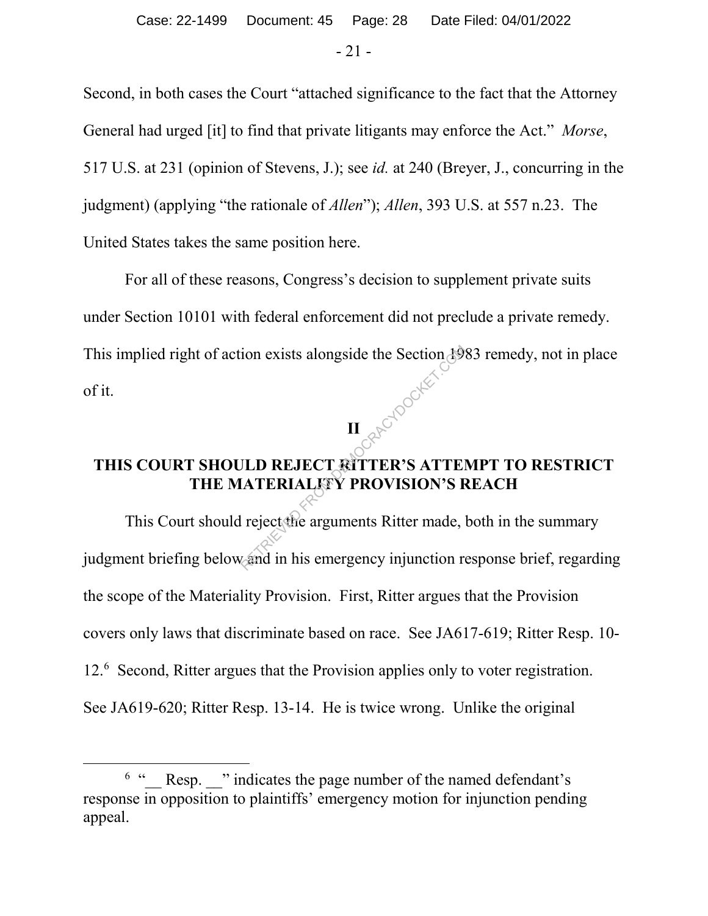Second, in both cases the Court "attached significance to the fact that the Attorney General had urged [it] to find that private litigants may enforce the Act." *Morse*, 517 U.S. at 231 (opinion of Stevens, J.); see *id.* at 240 (Breyer, J., concurring in the judgment) (applying "the rationale of *Allen*"); *Allen*, 393 U.S. at 557 n.23. The United States takes the same position here.

For all of these reasons, Congress's decision to supplement private suits under Section 10101 with federal enforcement did not preclude a private remedy. This implied right of action exists alongside the Section 1983 remedy, not in place of it.

## II

## THIS COURT SHOULD REJECT RITTER'S ATTEMPT TO RESTRICT THE MATERIALITY PROVISION'S REACH

This Court should reject the arguments Ritter made, both in the summary judgment briefing below and in his emergency injunction response brief, regarding the scope of the Materiality Provision. First, Ritter argues that the Provision covers only laws that discriminate based on race. See JA617-619; Ritter Resp. 10-12.[6] Second, Ritter argues that the Provision applies only to voter registration. See JA619-620; Ritter Resp. 13-14. He is twice wrong. Unlike the original

---

[6] "__ Resp. __" indicates the page number of the named defendant's response in opposition to plaintiffs' emergency motion for injunction pending appeal.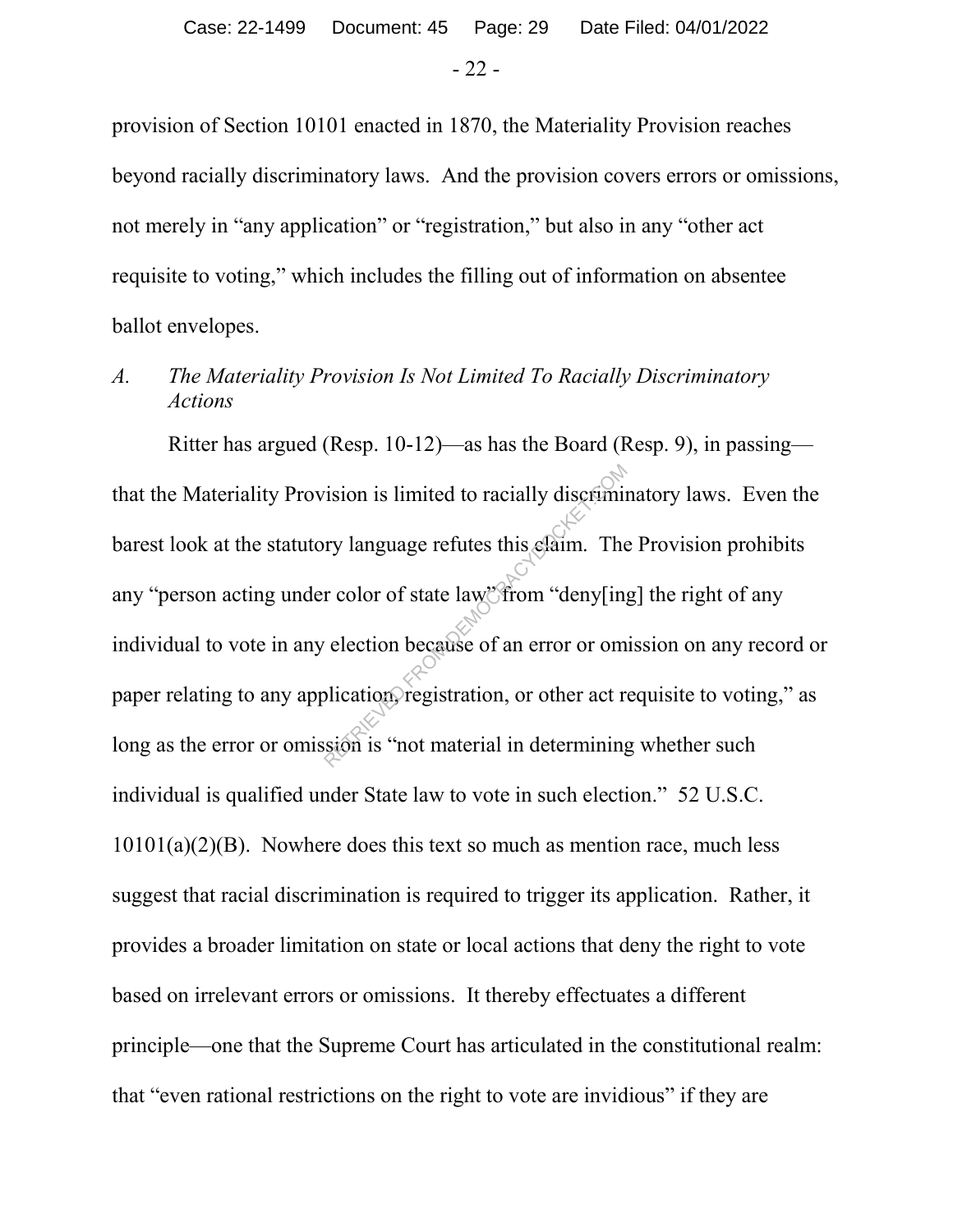provision of Section 10101 enacted in 1870, the Materiality Provision reaches beyond racially discriminatory laws. And the provision covers errors or omissions, not merely in "any application" or "registration," but also in any "other act requisite to voting," which includes the filling out of information on absentee ballot envelopes.

### *A. The Materiality Provision Is Not Limited To Racially Discriminatory Actions*

Ritter has argued (Resp. 10-12)—as has the Board (Resp. 9), in passing—that the Materiality Provision is limited to racially discriminatory laws. Even the barest look at the statutory language refutes this claim. The Provision prohibits any "person acting under color of state law" from "deny[ing] the right of any individual to vote in any election because of an error or omission on any record or paper relating to any application, registration, or other act requisite to voting," as long as the error or omission is "not material in determining whether such individual is qualified under State law to vote in such election." 52 U.S.C. 10101(a)(2)(B). Nowhere does this text so much as mention race, much less suggest that racial discrimination is required to trigger its application. Rather, it provides a broader limitation on state or local actions that deny the right to vote based on irrelevant errors or omissions. It thereby effectuates a different principle—one that the Supreme Court has articulated in the constitutional realm: that "even rational restrictions on the right to vote are invidious" if they are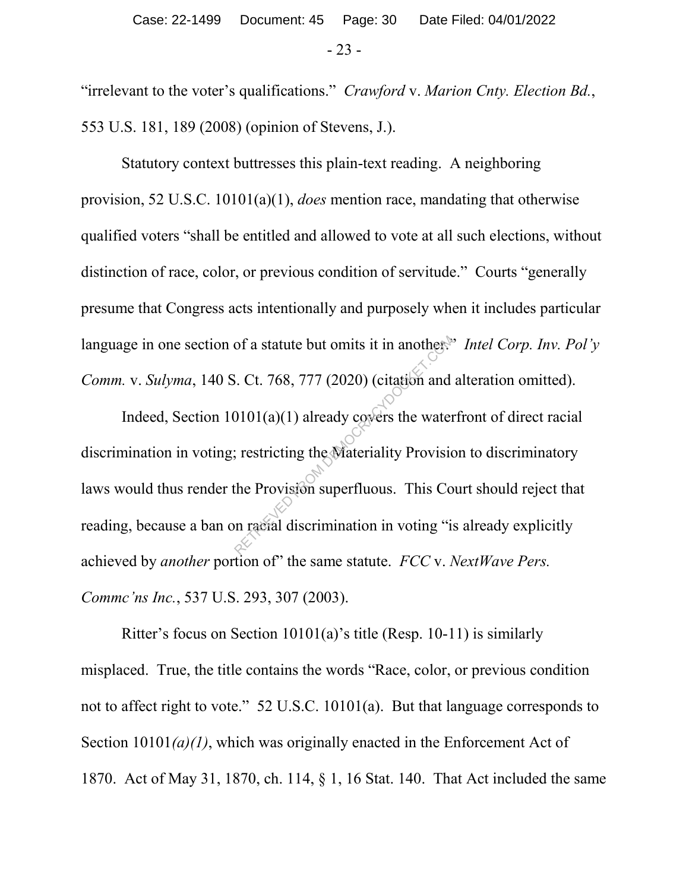"irrelevant to the voter's qualifications." *Crawford* v. *Marion Cnty. Election Bd.*, 553 U.S. 181, 189 (2008) (opinion of Stevens, J.).

Statutory context buttresses this plain-text reading. A neighboring provision, 52 U.S.C. 10101(a)(1), *does* mention race, mandating that otherwise qualified voters "shall be entitled and allowed to vote at all such elections, without distinction of race, color, or previous condition of servitude." Courts "generally presume that Congress acts intentionally and purposely when it includes particular language in one section of a statute but omits it in another." *Intel Corp. Inv. Pol'y Comm.* v. *Sulyma*, 140 S. Ct. 768, 777 (2020) (citation and alteration omitted).

Indeed, Section 10101(a)(1) already covers the waterfront of direct racial discrimination in voting; restricting the Materiality Provision to discriminatory laws would thus render the Provision superfluous. This Court should reject that reading, because a ban on racial discrimination in voting "is already explicitly achieved by *another* portion of" the same statute. *FCC* v. *NextWave Pers. Commc'ns Inc.*, 537 U.S. 293, 307 (2003).

Ritter's focus on Section 10101(a)'s title (Resp. 10-11) is similarly misplaced. True, the title contains the words "Race, color, or previous condition not to affect right to vote." 52 U.S.C. 10101(a). But that language corresponds to Section 10101*(a)(1)*, which was originally enacted in the Enforcement Act of 1870. Act of May 31, 1870, ch. 114, § 1, 16 Stat. 140. That Act included the same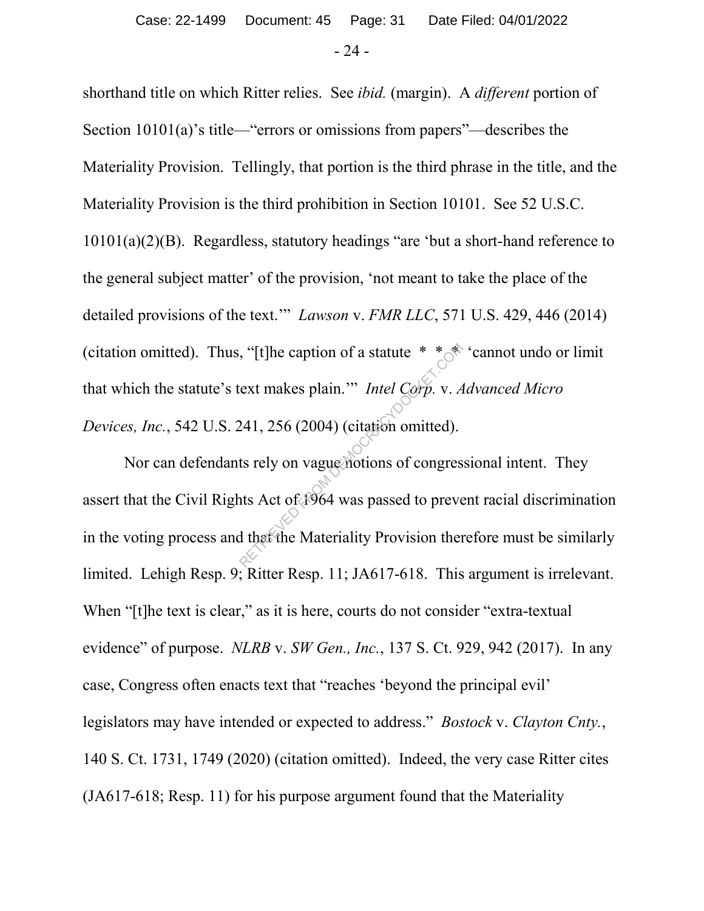shorthand title on which Ritter relies. See *ibid.* (margin). A *different* portion of Section 10101(a)'s title—"errors or omissions from papers"—describes the Materiality Provision. Tellingly, that portion is the third phrase in the title, and the Materiality Provision is the third prohibition in Section 10101. See 52 U.S.C. 10101(a)(2)(B). Regardless, statutory headings "are 'but a short-hand reference to the general subject matter' of the provision, 'not meant to take the place of the detailed provisions of the text.'" *Lawson* v. *FMR LLC*, 571 U.S. 429, 446 (2014) (citation omitted). Thus, "[t]he caption of a statute * * * 'cannot undo or limit that which the statute's text makes plain.'" *Intel Corp.* v. *Advanced Micro Devices, Inc.*, 542 U.S. 241, 256 (2004) (citation omitted).

Nor can defendants rely on vague notions of congressional intent. They assert that the Civil Rights Act of 1964 was passed to prevent racial discrimination in the voting process and that the Materiality Provision therefore must be similarly limited. Lehigh Resp. 9; Ritter Resp. 11; JA617-618. This argument is irrelevant. When "[t]he text is clear," as it is here, courts do not consider "extra-textual evidence" of purpose. *NLRB* v. *SW Gen., Inc.*, 137 S. Ct. 929, 942 (2017). In any case, Congress often enacts text that "reaches 'beyond the principal evil' legislators may have intended or expected to address." *Bostock* v. *Clayton Cnty.*, 140 S. Ct. 1731, 1749 (2020) (citation omitted). Indeed, the very case Ritter cites (JA617-618; Resp. 11) for his purpose argument found that the Materiality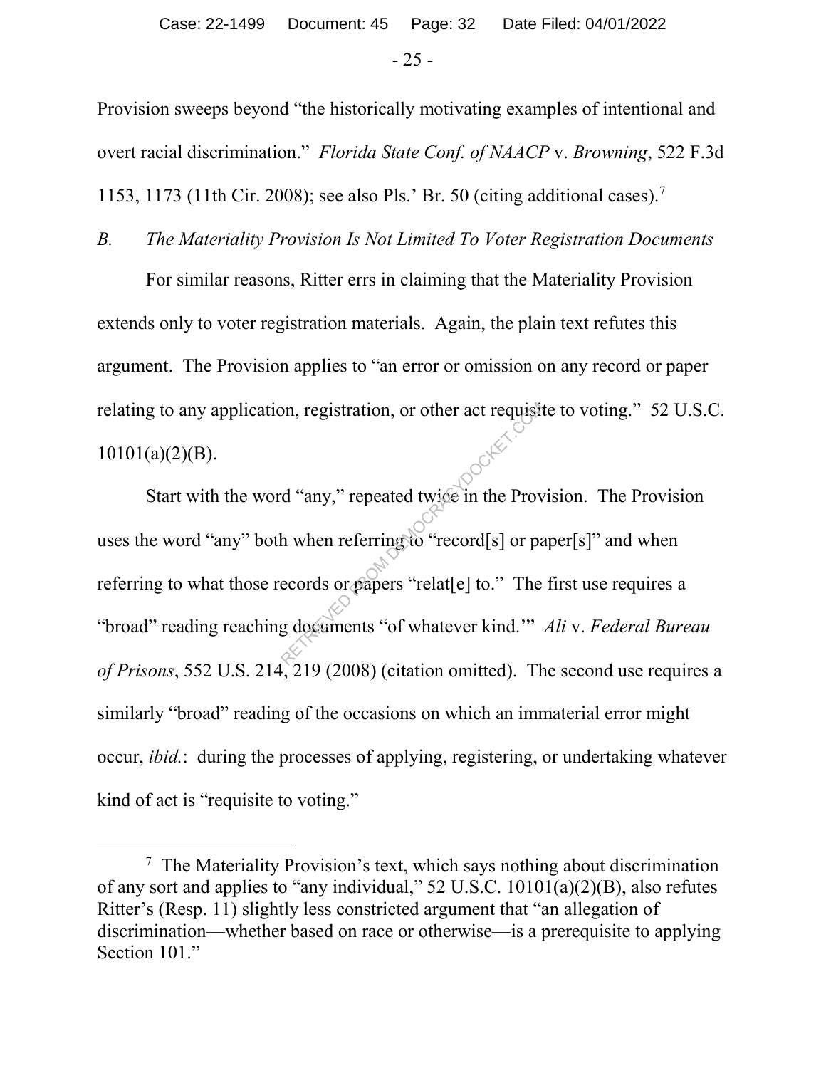Provision sweeps beyond "the historically motivating examples of intentional and overt racial discrimination." *Florida State Conf. of NAACP* v. *Browning*, 522 F.3d 1153, 1173 (11th Cir. 2008); see also Pls.' Br. 50 (citing additional cases).[7]

### *B. The Materiality Provision Is Not Limited To Voter Registration Documents*

For similar reasons, Ritter errs in claiming that the Materiality Provision extends only to voter registration materials. Again, the plain text refutes this argument. The Provision applies to "an error or omission on any record or paper relating to any application, registration, or other act requisite to voting." 52 U.S.C. 10101(a)(2)(B).

Start with the word "any," repeated twice in the Provision. The Provision uses the word "any" both when referring to "record[s] or paper[s]" and when referring to what those records or papers "relat[e] to." The first use requires a "broad" reading reaching documents "of whatever kind.'" *Ali* v. *Federal Bureau of Prisons*, 552 U.S. 214, 219 (2008) (citation omitted). The second use requires a similarly "broad" reading of the occasions on which an immaterial error might occur, *ibid.*: during the processes of applying, registering, or undertaking whatever kind of act is "requisite to voting."

[7] The Materiality Provision's text, which says nothing about discrimination of any sort and applies to "any individual," 52 U.S.C. 10101(a)(2)(B), also refutes Ritter's (Resp. 11) slightly less constricted argument that "an allegation of discrimination—whether based on race or otherwise—is a prerequisite to applying Section 101."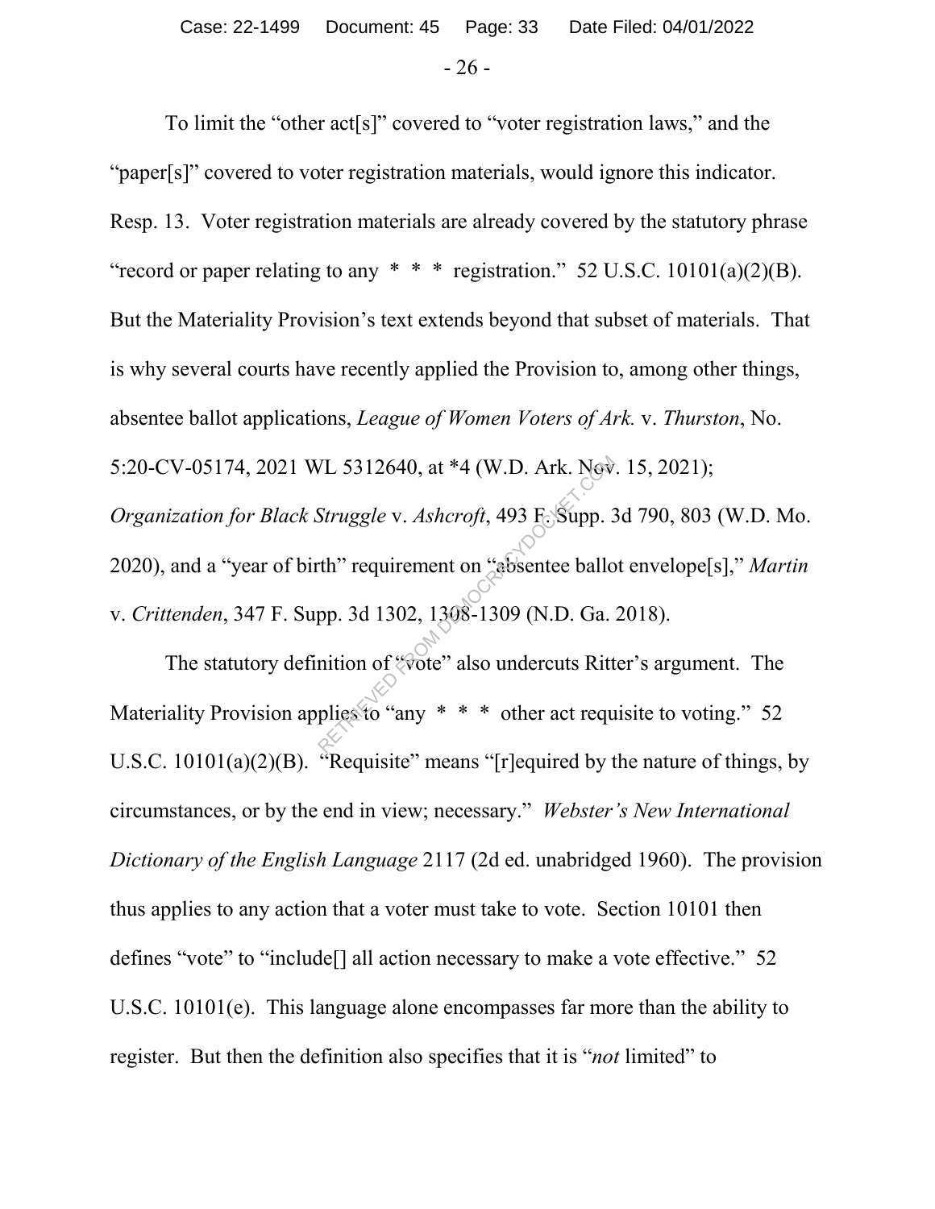To limit the "other act[s]" covered to "voter registration laws," and the "paper[s]" covered to voter registration materials, would ignore this indicator. Resp. 13. Voter registration materials are already covered by the statutory phrase "record or paper relating to any * * * registration." 52 U.S.C. 10101(a)(2)(B). But the Materiality Provision's text extends beyond that subset of materials. That is why several courts have recently applied the Provision to, among other things, absentee ballot applications, *League of Women Voters of Ark.* v. *Thurston*, No. 5:20-CV-05174, 2021 WL 5312640, at *4 (W.D. Ark. Nov. 15, 2021); *Organization for Black Struggle* v. *Ashcroft*, 493 F. Supp. 3d 790, 803 (W.D. Mo. 2020), and a "year of birth" requirement on "absentee ballot envelope[s]," *Martin* v. *Crittenden*, 347 F. Supp. 3d 1302, 1308-1309 (N.D. Ga. 2018).

The statutory definition of "vote" also undercuts Ritter's argument. The Materiality Provision applies to "any * * * other act requisite to voting." 52 U.S.C. 10101(a)(2)(B). "Requisite" means "[r]equired by the nature of things, by circumstances, or by the end in view; necessary." *Webster's New International Dictionary of the English Language* 2117 (2d ed. unabridged 1960). The provision thus applies to any action that a voter must take to vote. Section 10101 then defines "vote" to "include[] all action necessary to make a vote effective." 52 U.S.C. 10101(e). This language alone encompasses far more than the ability to register. But then the definition also specifies that it is "*not* limited" to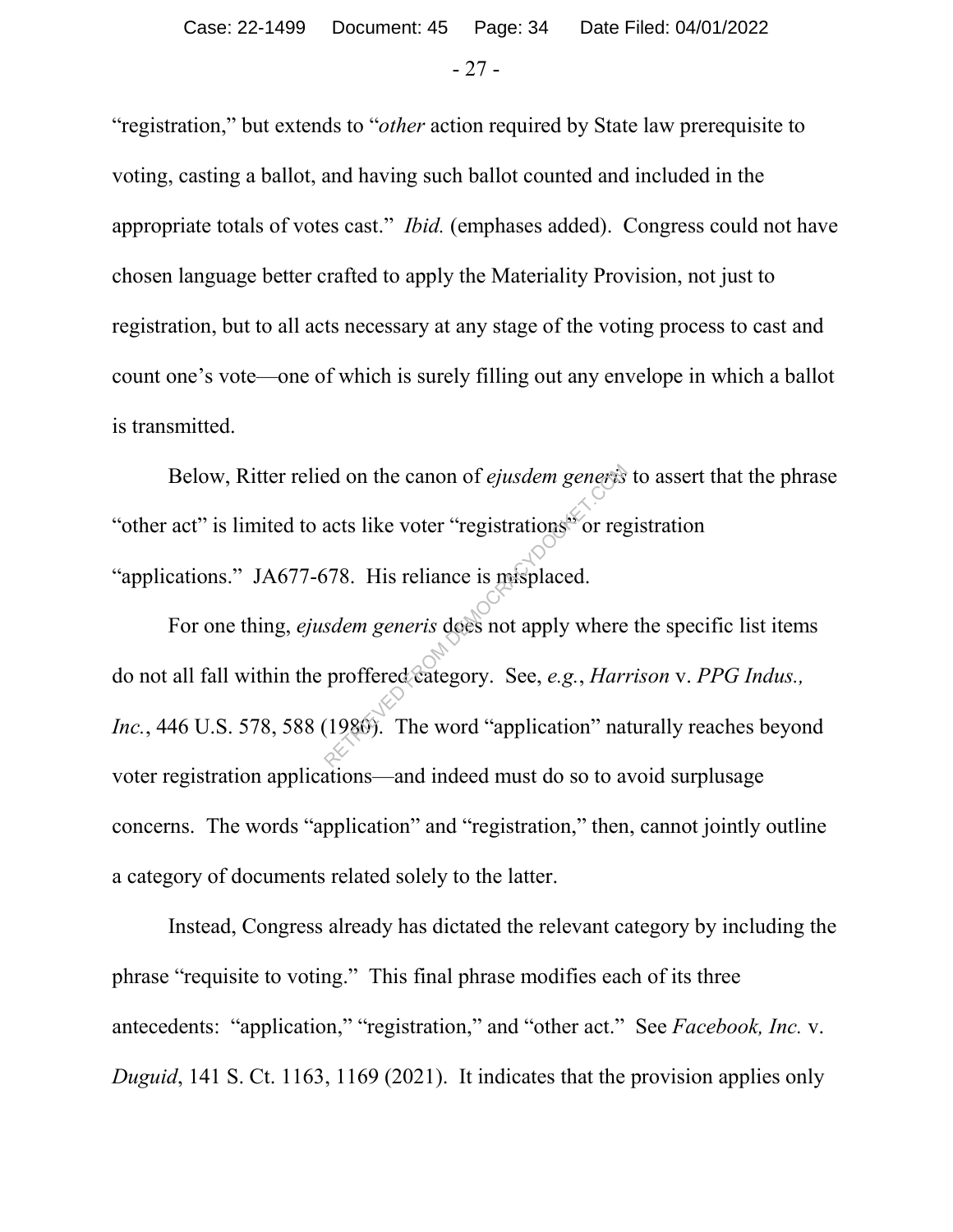"registration," but extends to "*other* action required by State law prerequisite to voting, casting a ballot, and having such ballot counted and included in the appropriate totals of votes cast." *Ibid.* (emphases added). Congress could not have chosen language better crafted to apply the Materiality Provision, not just to registration, but to all acts necessary at any stage of the voting process to cast and count one's vote—one of which is surely filling out any envelope in which a ballot is transmitted.

Below, Ritter relied on the canon of *ejusdem generis* to assert that the phrase "other act" is limited to acts like voter "registrations" or registration "applications." JA677-678. His reliance is misplaced.

For one thing, *ejusdem generis* does not apply where the specific list items do not all fall within the proffered category. See, *e.g.*, *Harrison* v. *PPG Indus., Inc.*, 446 U.S. 578, 588 (1980). The word "application" naturally reaches beyond voter registration applications—and indeed must do so to avoid surplusage concerns. The words "application" and "registration," then, cannot jointly outline a category of documents related solely to the latter.

Instead, Congress already has dictated the relevant category by including the phrase "requisite to voting." This final phrase modifies each of its three antecedents: "application," "registration," and "other act." See *Facebook, Inc.* v. *Duguid*, 141 S. Ct. 1163, 1169 (2021). It indicates that the provision applies only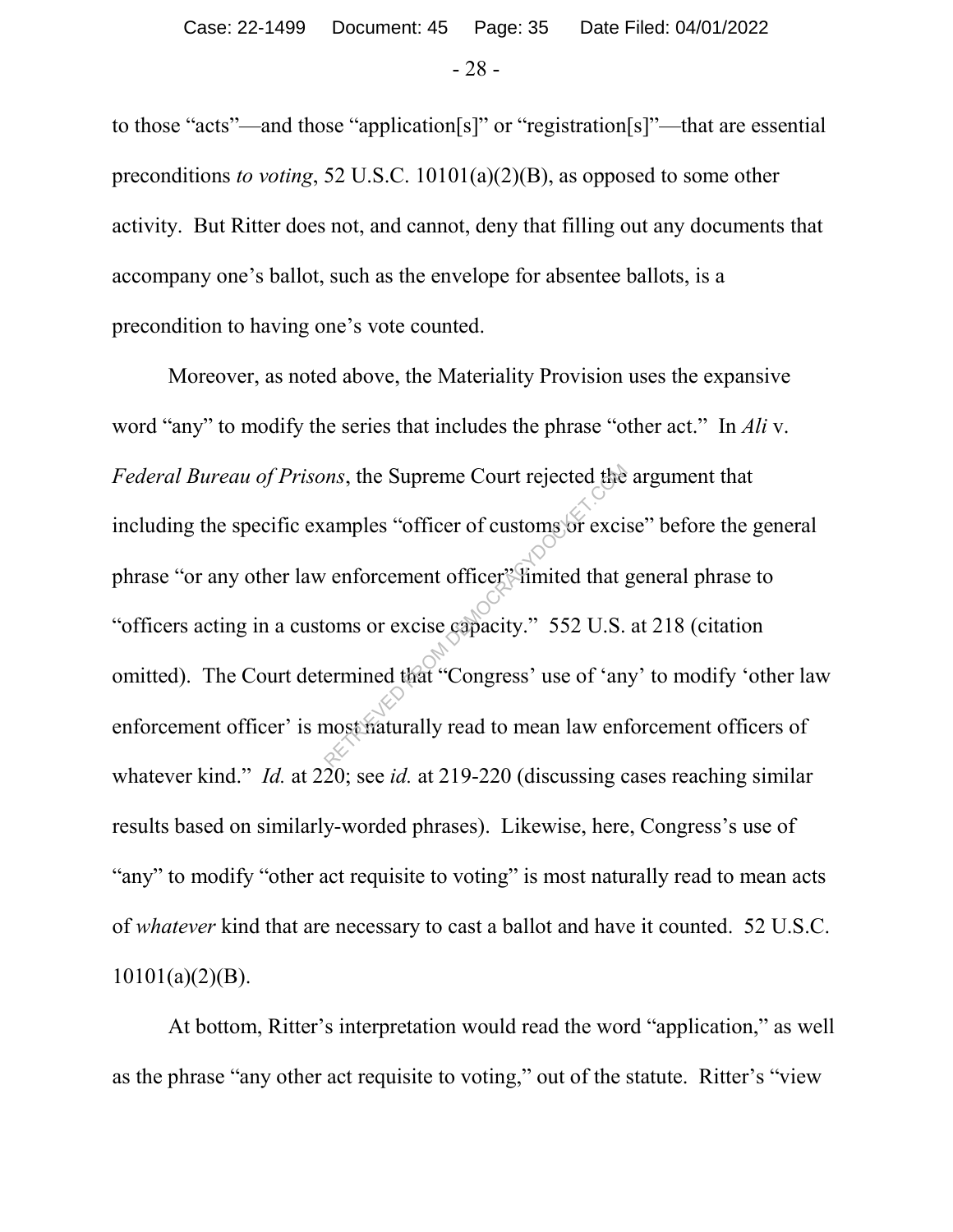to those "acts"—and those "application[s]" or "registration[s]"—that are essential preconditions *to voting*, 52 U.S.C. 10101(a)(2)(B), as opposed to some other activity. But Ritter does not, and cannot, deny that filling out any documents that accompany one's ballot, such as the envelope for absentee ballots, is a precondition to having one's vote counted.

Moreover, as noted above, the Materiality Provision uses the expansive word "any" to modify the series that includes the phrase "other act." In *Ali* v. *Federal Bureau of Prisons*, the Supreme Court rejected the argument that including the specific examples "officer of customs or excise" before the general phrase "or any other law enforcement officer" limited that general phrase to "officers acting in a customs or excise capacity." 552 U.S. at 218 (citation omitted). The Court determined that "Congress' use of 'any' to modify 'other law enforcement officer' is most naturally read to mean law enforcement officers of whatever kind." *Id.* at 220; see *id.* at 219-220 (discussing cases reaching similar results based on similarly-worded phrases). Likewise, here, Congress's use of "any" to modify "other act requisite to voting" is most naturally read to mean acts of *whatever* kind that are necessary to cast a ballot and have it counted. 52 U.S.C. 10101(a)(2)(B).

At bottom, Ritter's interpretation would read the word "application," as well as the phrase "any other act requisite to voting," out of the statute. Ritter's "view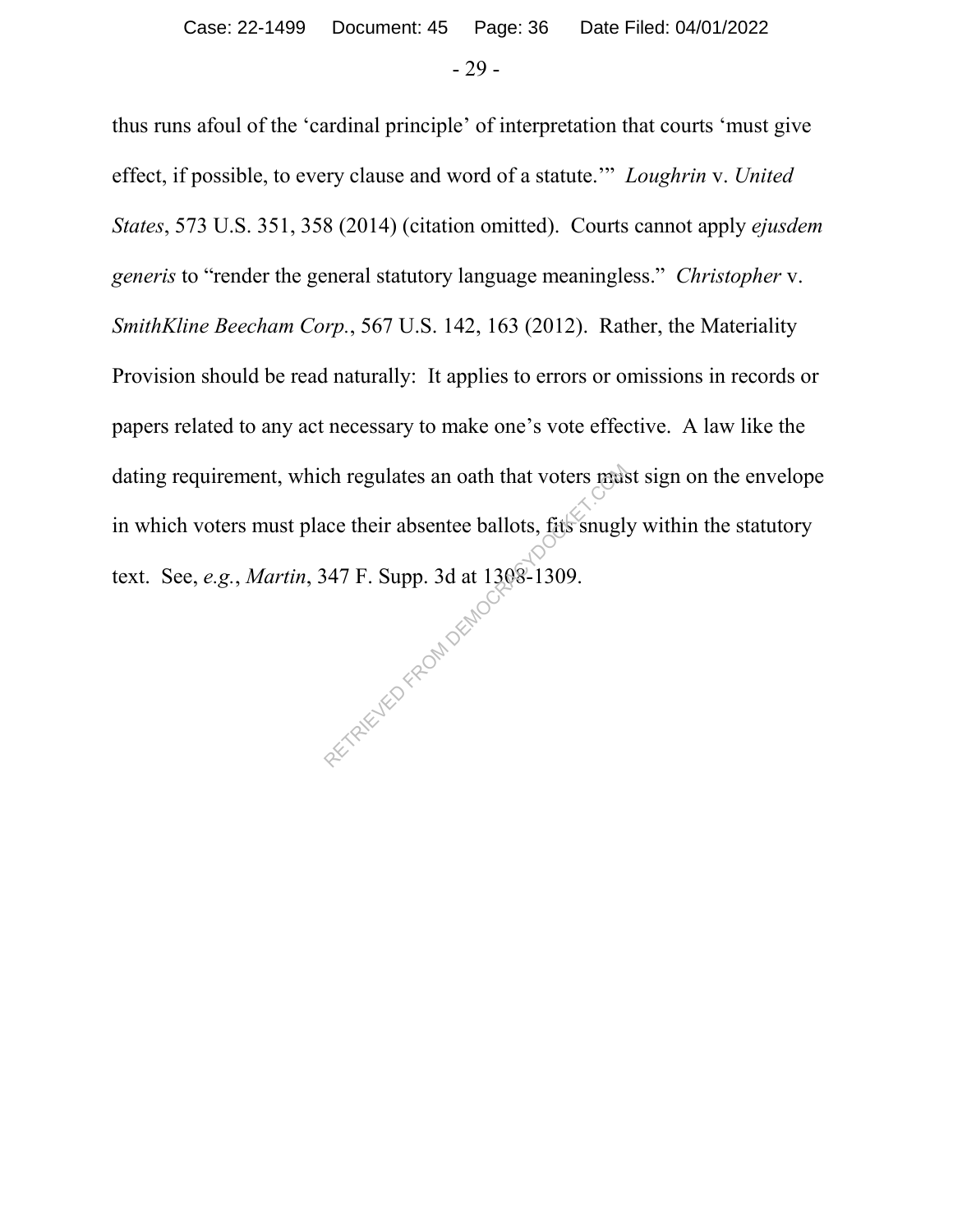thus runs afoul of the 'cardinal principle' of interpretation that courts 'must give effect, if possible, to every clause and word of a statute.'" *Loughrin* v. *United States*, 573 U.S. 351, 358 (2014) (citation omitted). Courts cannot apply *ejusdem generis* to "render the general statutory language meaningless." *Christopher* v. *SmithKline Beecham Corp.*, 567 U.S. 142, 163 (2012). Rather, the Materiality Provision should be read naturally: It applies to errors or omissions in records or papers related to any act necessary to make one's vote effective. A law like the dating requirement, which regulates an oath that voters must sign on the envelope in which voters must place their absentee ballots, fits snugly within the statutory text. See, *e.g.*, *Martin*, 347 F. Supp. 3d at 1308-1309.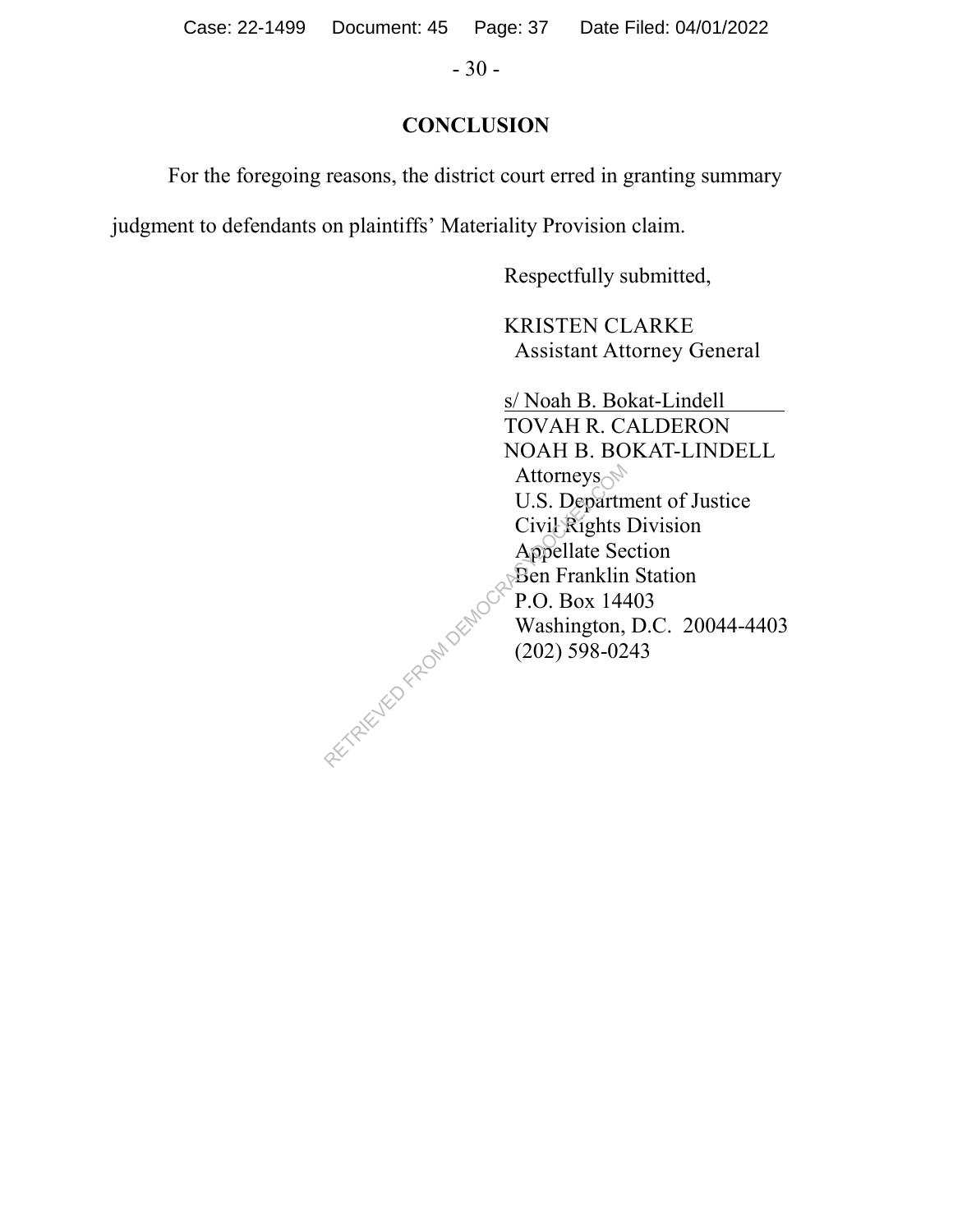## CONCLUSION

For the foregoing reasons, the district court erred in granting summary judgment to defendants on plaintiffs' Materiality Provision claim.

Respectfully submitted,

KRISTEN CLARKE
Assistant Attorney General

s/ Noah B. Bokat-Lindell
TOVAH R. CALDERON
NOAH B. BOKAT-LINDELL
Attorneys
U.S. Department of Justice
Civil Rights Division
Appellate Section
Ben Franklin Station
P.O. Box 14403
Washington, D.C. 20044-4403
(202) 598-0243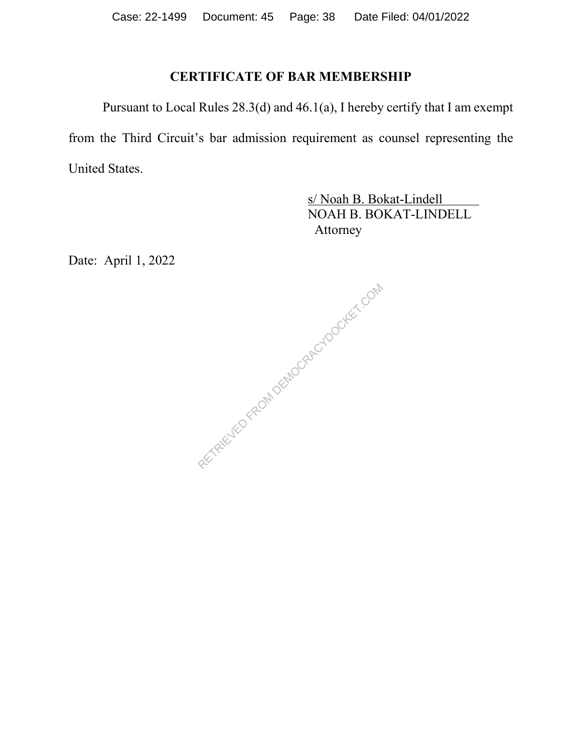## CERTIFICATE OF BAR MEMBERSHIP

Pursuant to Local Rules 28.3(d) and 46.1(a), I hereby certify that I am exempt from the Third Circuit's bar admission requirement as counsel representing the United States.

s/ Noah B. Bokat-Lindell
NOAH B. BOKAT-LINDELL
Attorney

Date: April 1, 2022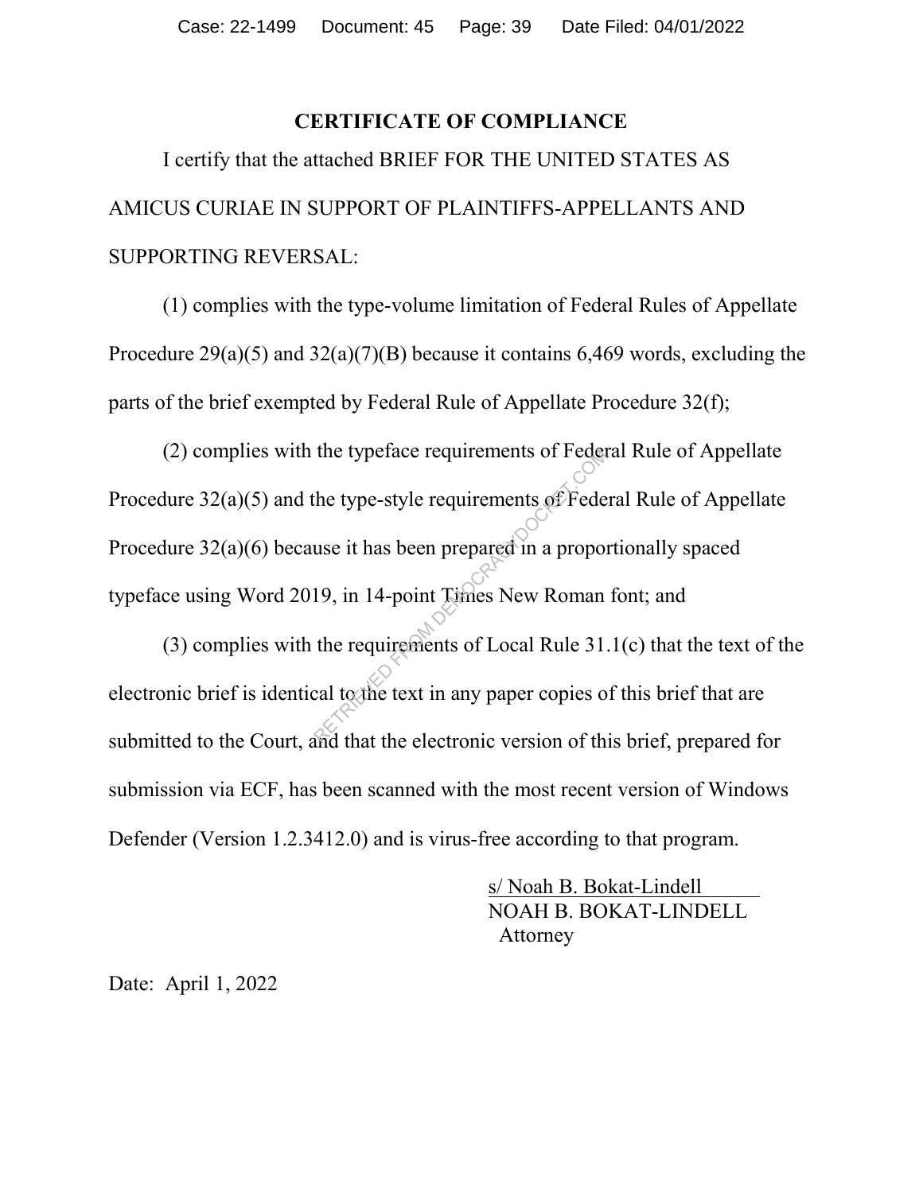## CERTIFICATE OF COMPLIANCE

I certify that the attached BRIEF FOR THE UNITED STATES AS AMICUS CURIAE IN SUPPORT OF PLAINTIFFS-APPELLANTS AND SUPPORTING REVERSAL:

(1) complies with the type-volume limitation of Federal Rules of Appellate Procedure 29(a)(5) and 32(a)(7)(B) because it contains 6,469 words, excluding the parts of the brief exempted by Federal Rule of Appellate Procedure 32(f);

(2) complies with the typeface requirements of Federal Rule of Appellate Procedure 32(a)(5) and the type-style requirements of Federal Rule of Appellate Procedure 32(a)(6) because it has been prepared in a proportionally spaced typeface using Word 2019, in 14-point Times New Roman font; and

(3) complies with the requirements of Local Rule 31.1(c) that the text of the electronic brief is identical to the text in any paper copies of this brief that are submitted to the Court, and that the electronic version of this brief, prepared for submission via ECF, has been scanned with the most recent version of Windows Defender (Version 1.2.3412.0) and is virus-free according to that program.

s/ Noah B. Bokat-Lindell
NOAH B. BOKAT-LINDELL
Attorney

Date: April 1, 2022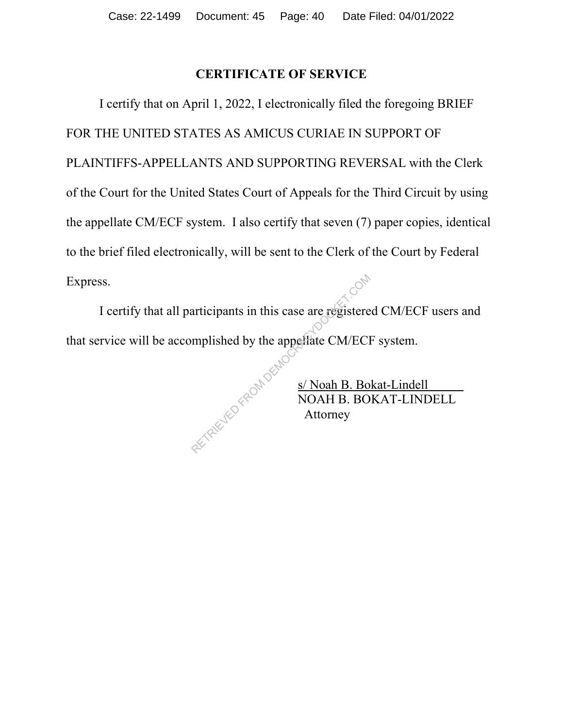## CERTIFICATE OF SERVICE

I certify that on April 1, 2022, I electronically filed the foregoing BRIEF FOR THE UNITED STATES AS AMICUS CURIAE IN SUPPORT OF PLAINTIFFS-APPELLANTS AND SUPPORTING REVERSAL with the Clerk of the Court for the United States Court of Appeals for the Third Circuit by using the appellate CM/ECF system. I also certify that seven (7) paper copies, identical to the brief filed electronically, will be sent to the Clerk of the Court by Federal Express.

I certify that all participants in this case are registered CM/ECF users and that service will be accomplished by the appellate CM/ECF system.

s/ Noah B. Bokat-Lindell
NOAH B. BOKAT-LINDELL
Attorney